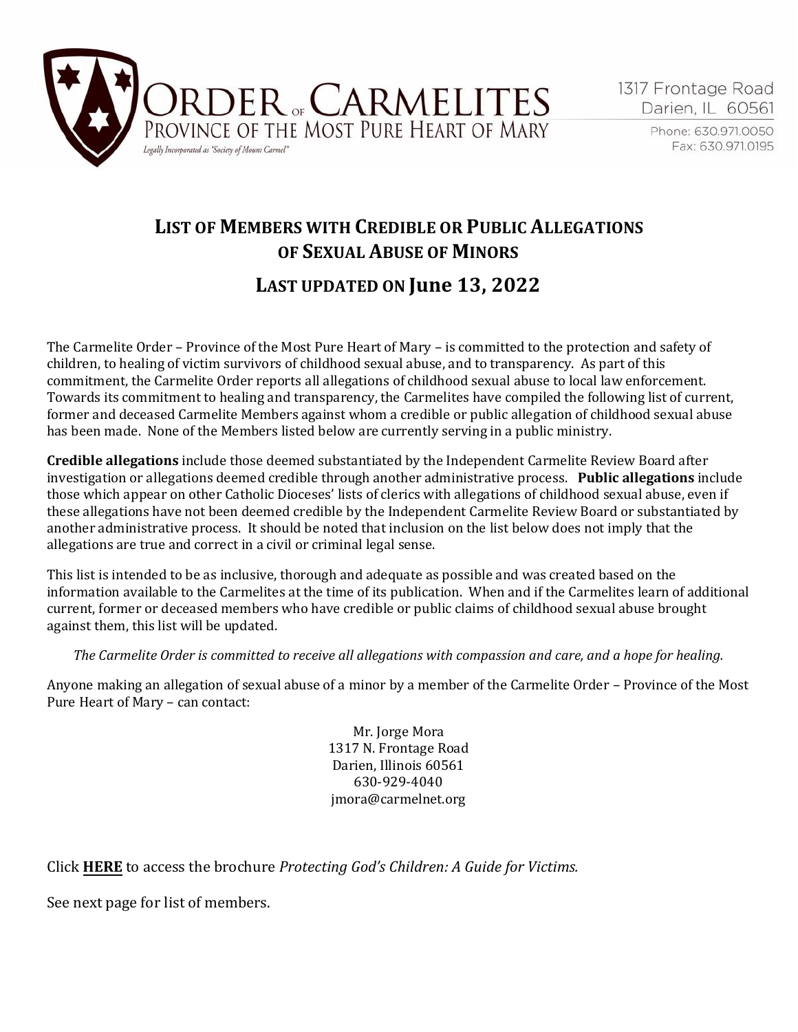ORDER OF CARMELITES
PROVINCE OF THE MOST PURE HEART OF MARY
Legally Incorporated as "Society of Mount Carmel"

1317 Frontage Road
Darien, IL 60561
Phone: 630.971.0050
Fax: 630.971.0195

# LIST OF MEMBERS WITH CREDIBLE OR PUBLIC ALLEGATIONS OF SEXUAL ABUSE OF MINORS

## LAST UPDATED ON June 13, 2022

The Carmelite Order – Province of the Most Pure Heart of Mary – is committed to the protection and safety of children, to healing of victim survivors of childhood sexual abuse, and to transparency. As part of this commitment, the Carmelite Order reports all allegations of childhood sexual abuse to local law enforcement. Towards its commitment to healing and transparency, the Carmelites have compiled the following list of current, former and deceased Carmelite Members against whom a credible or public allegation of childhood sexual abuse has been made. None of the Members listed below are currently serving in a public ministry.

**Credible allegations** include those deemed substantiated by the Independent Carmelite Review Board after investigation or allegations deemed credible through another administrative process. **Public allegations** include those which appear on other Catholic Dioceses' lists of clerics with allegations of childhood sexual abuse, even if these allegations have not been deemed credible by the Independent Carmelite Review Board or substantiated by another administrative process. It should be noted that inclusion on the list below does not imply that the allegations are true and correct in a civil or criminal legal sense.

This list is intended to be as inclusive, thorough and adequate as possible and was created based on the information available to the Carmelites at the time of its publication. When and if the Carmelites learn of additional current, former or deceased members who have credible or public claims of childhood sexual abuse brought against them, this list will be updated.

*The Carmelite Order is committed to receive all allegations with compassion and care, and a hope for healing.*

Anyone making an allegation of sexual abuse of a minor by a member of the Carmelite Order – Province of the Most Pure Heart of Mary – can contact:

Mr. Jorge Mora
1317 N. Frontage Road
Darien, Illinois 60561
630-929-4040
jmora@carmelnet.org

Click **HERE** to access the brochure *Protecting God's Children: A Guide for Victims.*

See next page for list of members.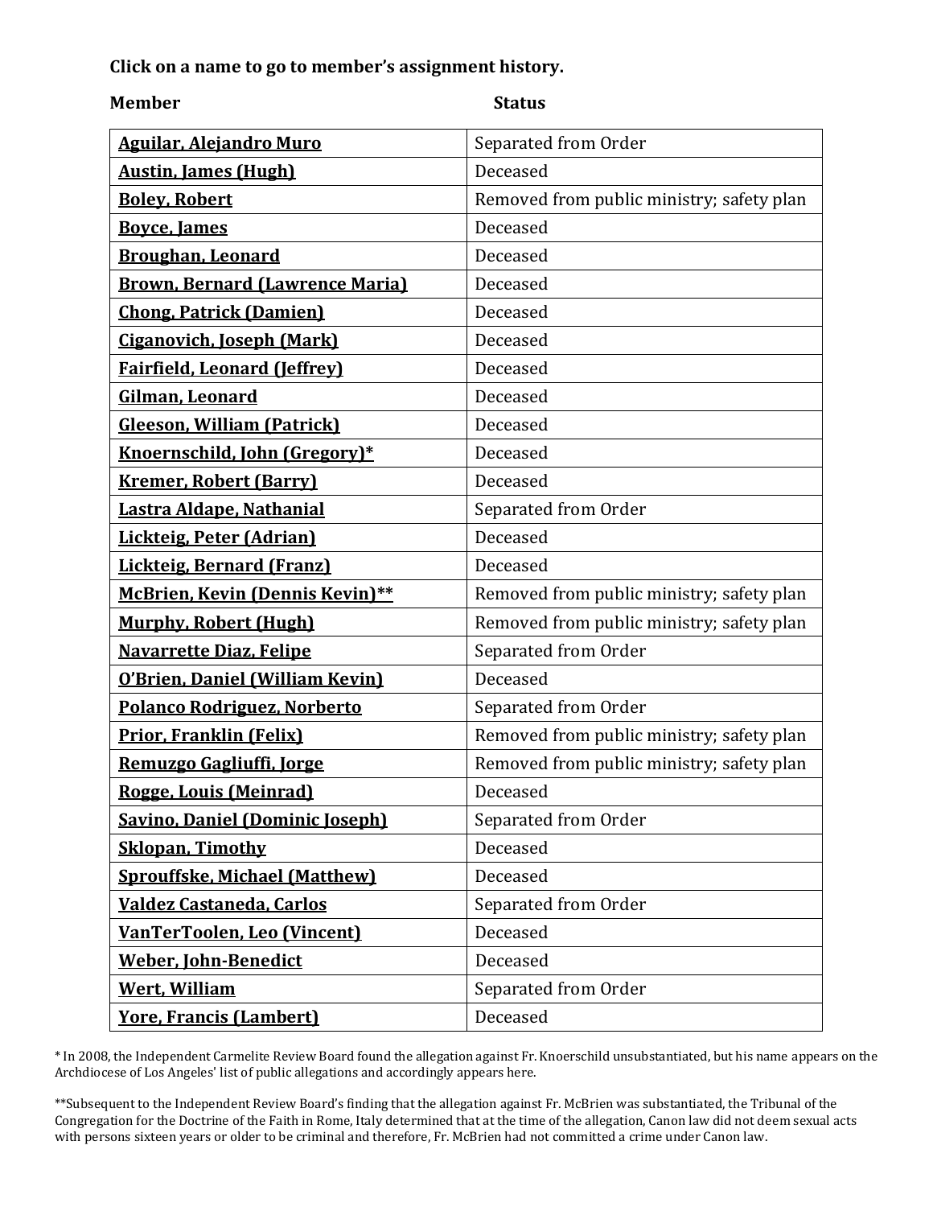**Click on a name to go to member's assignment history.**

| Member | Status |
|---|---|
| **Aguilar, Alejandro Muro** | Separated from Order |
| **Austin, James (Hugh)** | Deceased |
| **Boley, Robert** | Removed from public ministry; safety plan |
| **Boyce, James** | Deceased |
| **Broughan, Leonard** | Deceased |
| **Brown, Bernard (Lawrence Maria)** | Deceased |
| **Chong, Patrick (Damien)** | Deceased |
| **Ciganovich, Joseph (Mark)** | Deceased |
| **Fairfield, Leonard (Jeffrey)** | Deceased |
| **Gilman, Leonard** | Deceased |
| **Gleeson, William (Patrick)** | Deceased |
| **Knoernschild, John (Gregory)*** | Deceased |
| **Kremer, Robert (Barry)** | Deceased |
| **Lastra Aldape, Nathanial** | Separated from Order |
| **Lickteig, Peter (Adrian)** | Deceased |
| **Lickteig, Bernard (Franz)** | Deceased |
| **McBrien, Kevin (Dennis Kevin)**** | Removed from public ministry; safety plan |
| **Murphy, Robert (Hugh)** | Removed from public ministry; safety plan |
| **Navarrette Diaz, Felipe** | Separated from Order |
| **O'Brien, Daniel (William Kevin)** | Deceased |
| **Polanco Rodriguez, Norberto** | Separated from Order |
| **Prior, Franklin (Felix)** | Removed from public ministry; safety plan |
| **Remuzgo Gagliuffi, Jorge** | Removed from public ministry; safety plan |
| **Rogge, Louis (Meinrad)** | Deceased |
| **Savino, Daniel (Dominic Joseph)** | Separated from Order |
| **Sklopan, Timothy** | Deceased |
| **Sprouffske, Michael (Matthew)** | Deceased |
| **Valdez Castaneda, Carlos** | Separated from Order |
| **VanTerToolen, Leo (Vincent)** | Deceased |
| **Weber, John-Benedict** | Deceased |
| **Wert, William** | Separated from Order |
| **Yore, Francis (Lambert)** | Deceased |

* In 2008, the Independent Carmelite Review Board found the allegation against Fr. Knoerschild unsubstantiated, but his name appears on the Archdiocese of Los Angeles' list of public allegations and accordingly appears here.

**Subsequent to the Independent Review Board's finding that the allegation against Fr. McBrien was substantiated, the Tribunal of the Congregation for the Doctrine of the Faith in Rome, Italy determined that at the time of the allegation, Canon law did not deem sexual acts with persons sixteen years or older to be criminal and therefore, Fr. McBrien had not committed a crime under Canon law.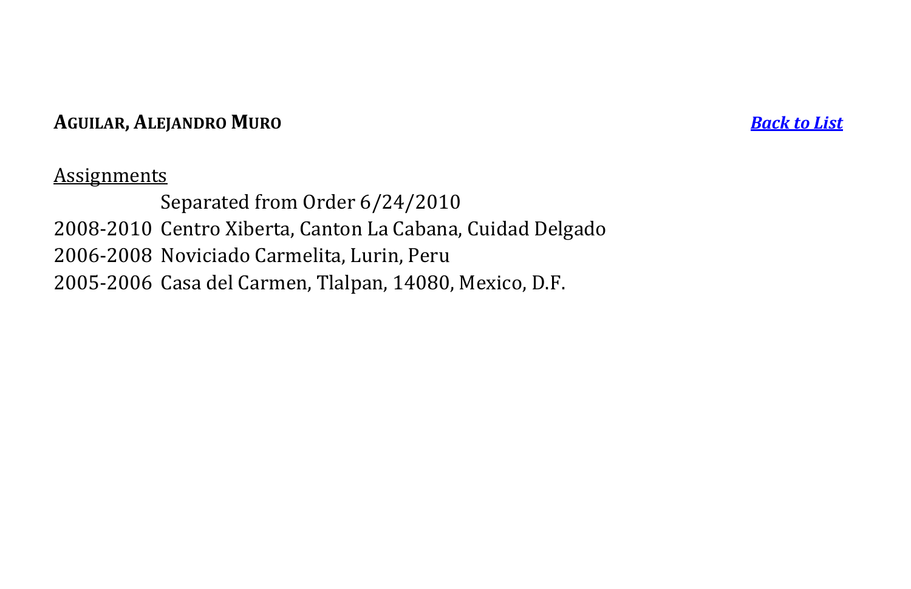**AGUILAR, ALEJANDRO MURO** ***Back to List***

Assignments

| | |
|---|---|
| | Separated from Order 6/24/2010 |
| 2008-2010 | Centro Xiberta, Canton La Cabana, Cuidad Delgado |
| 2006-2008 | Noviciado Carmelita, Lurin, Peru |
| 2005-2006 | Casa del Carmen, Tlalpan, 14080, Mexico, D.F. |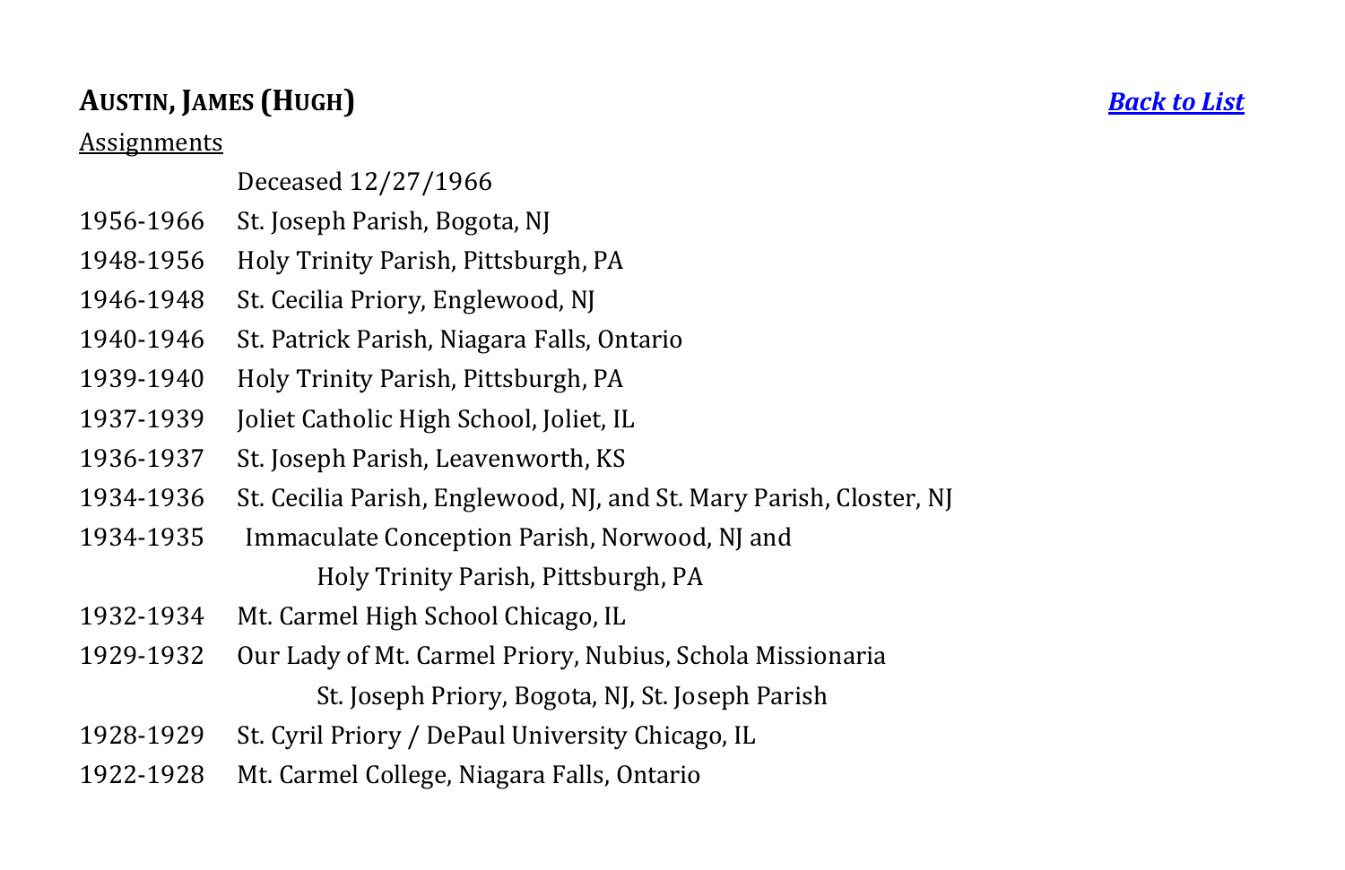## **AUSTIN, JAMES (HUGH)** *[Back to List]*

Assignments

| | |
|---|---|
| | Deceased 12/27/1966 |
| 1956-1966 | St. Joseph Parish, Bogota, NJ |
| 1948-1956 | Holy Trinity Parish, Pittsburgh, PA |
| 1946-1948 | St. Cecilia Priory, Englewood, NJ |
| 1940-1946 | St. Patrick Parish, Niagara Falls, Ontario |
| 1939-1940 | Holy Trinity Parish, Pittsburgh, PA |
| 1937-1939 | Joliet Catholic High School, Joliet, IL |
| 1936-1937 | St. Joseph Parish, Leavenworth, KS |
| 1934-1936 | St. Cecilia Parish, Englewood, NJ, and St. Mary Parish, Closter, NJ |
| 1934-1935 | Immaculate Conception Parish, Norwood, NJ and Holy Trinity Parish, Pittsburgh, PA |
| 1932-1934 | Mt. Carmel High School Chicago, IL |
| 1929-1932 | Our Lady of Mt. Carmel Priory, Nubius, Schola Missionaria St. Joseph Priory, Bogota, NJ, St. Joseph Parish |
| 1928-1929 | St. Cyril Priory / DePaul University Chicago, IL |
| 1922-1928 | Mt. Carmel College, Niagara Falls, Ontario |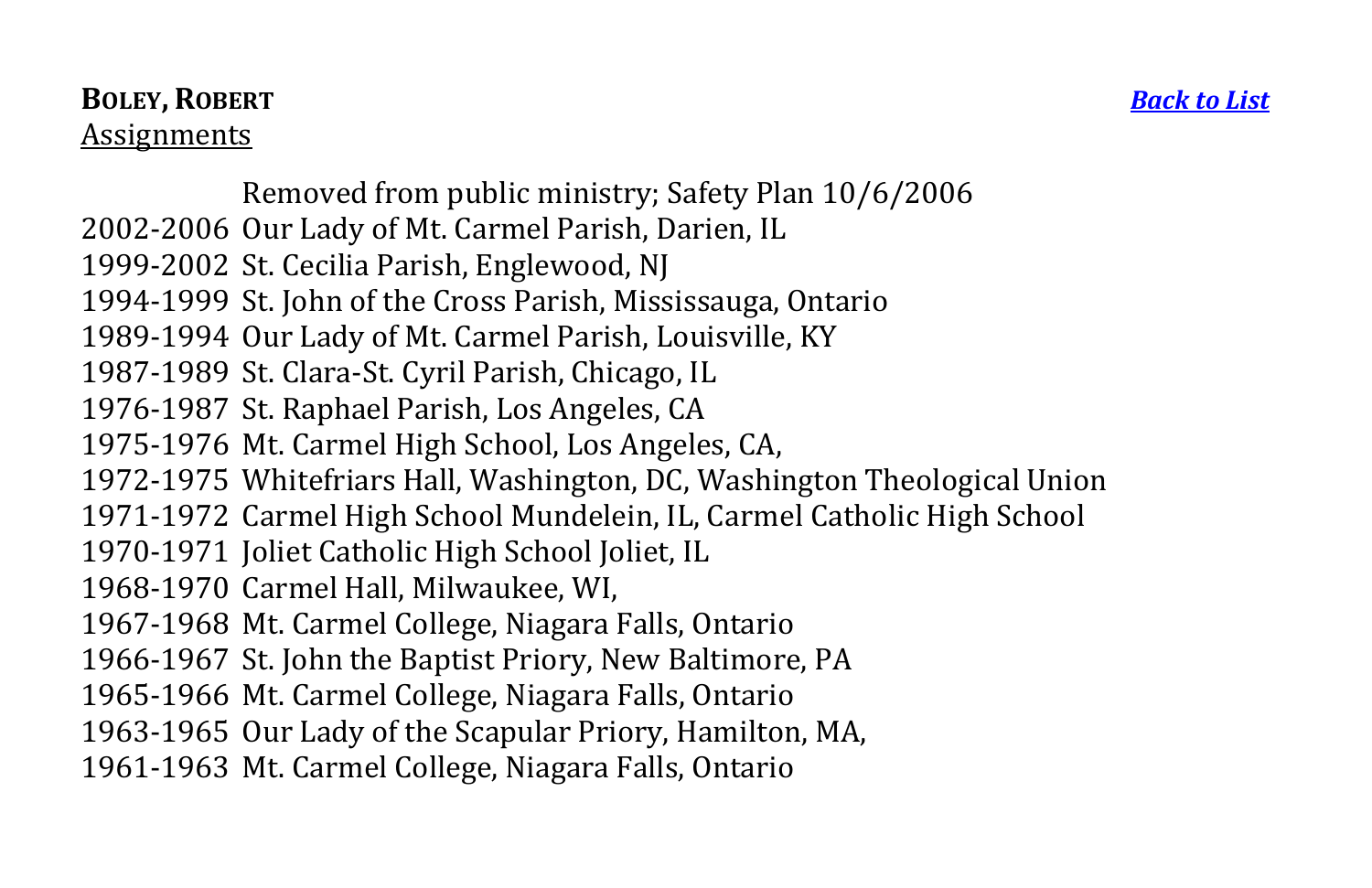**BOLEY, ROBERT** *[Back to List]*

Assignments

Removed from public ministry; Safety Plan 10/6/2006

2002-2006 Our Lady of Mt. Carmel Parish, Darien, IL
1999-2002 St. Cecilia Parish, Englewood, NJ
1994-1999 St. John of the Cross Parish, Mississauga, Ontario
1989-1994 Our Lady of Mt. Carmel Parish, Louisville, KY
1987-1989 St. Clara-St. Cyril Parish, Chicago, IL
1976-1987 St. Raphael Parish, Los Angeles, CA
1975-1976 Mt. Carmel High School, Los Angeles, CA,
1972-1975 Whitefriars Hall, Washington, DC, Washington Theological Union
1971-1972 Carmel High School Mundelein, IL, Carmel Catholic High School
1970-1971 Joliet Catholic High School Joliet, IL
1968-1970 Carmel Hall, Milwaukee, WI,
1967-1968 Mt. Carmel College, Niagara Falls, Ontario
1966-1967 St. John the Baptist Priory, New Baltimore, PA
1965-1966 Mt. Carmel College, Niagara Falls, Ontario
1963-1965 Our Lady of the Scapular Priory, Hamilton, MA,
1961-1963 Mt. Carmel College, Niagara Falls, Ontario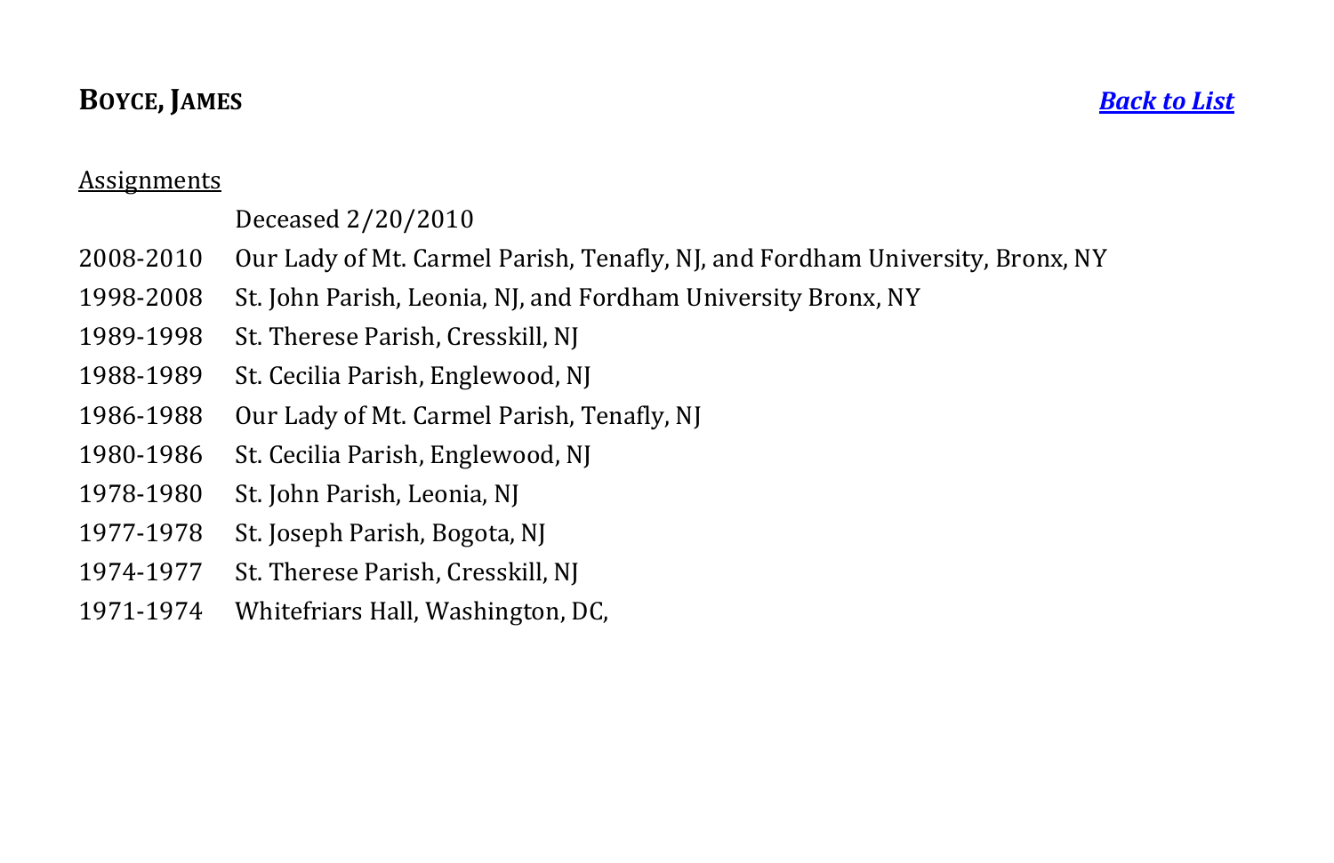## **BOYCE, JAMES**

***Back to List***

Assignments

| | |
|---|---|
| | Deceased 2/20/2010 |
| 2008-2010 | Our Lady of Mt. Carmel Parish, Tenafly, NJ, and Fordham University, Bronx, NY |
| 1998-2008 | St. John Parish, Leonia, NJ, and Fordham University Bronx, NY |
| 1989-1998 | St. Therese Parish, Cresskill, NJ |
| 1988-1989 | St. Cecilia Parish, Englewood, NJ |
| 1986-1988 | Our Lady of Mt. Carmel Parish, Tenafly, NJ |
| 1980-1986 | St. Cecilia Parish, Englewood, NJ |
| 1978-1980 | St. John Parish, Leonia, NJ |
| 1977-1978 | St. Joseph Parish, Bogota, NJ |
| 1974-1977 | St. Therese Parish, Cresskill, NJ |
| 1971-1974 | Whitefriars Hall, Washington, DC, |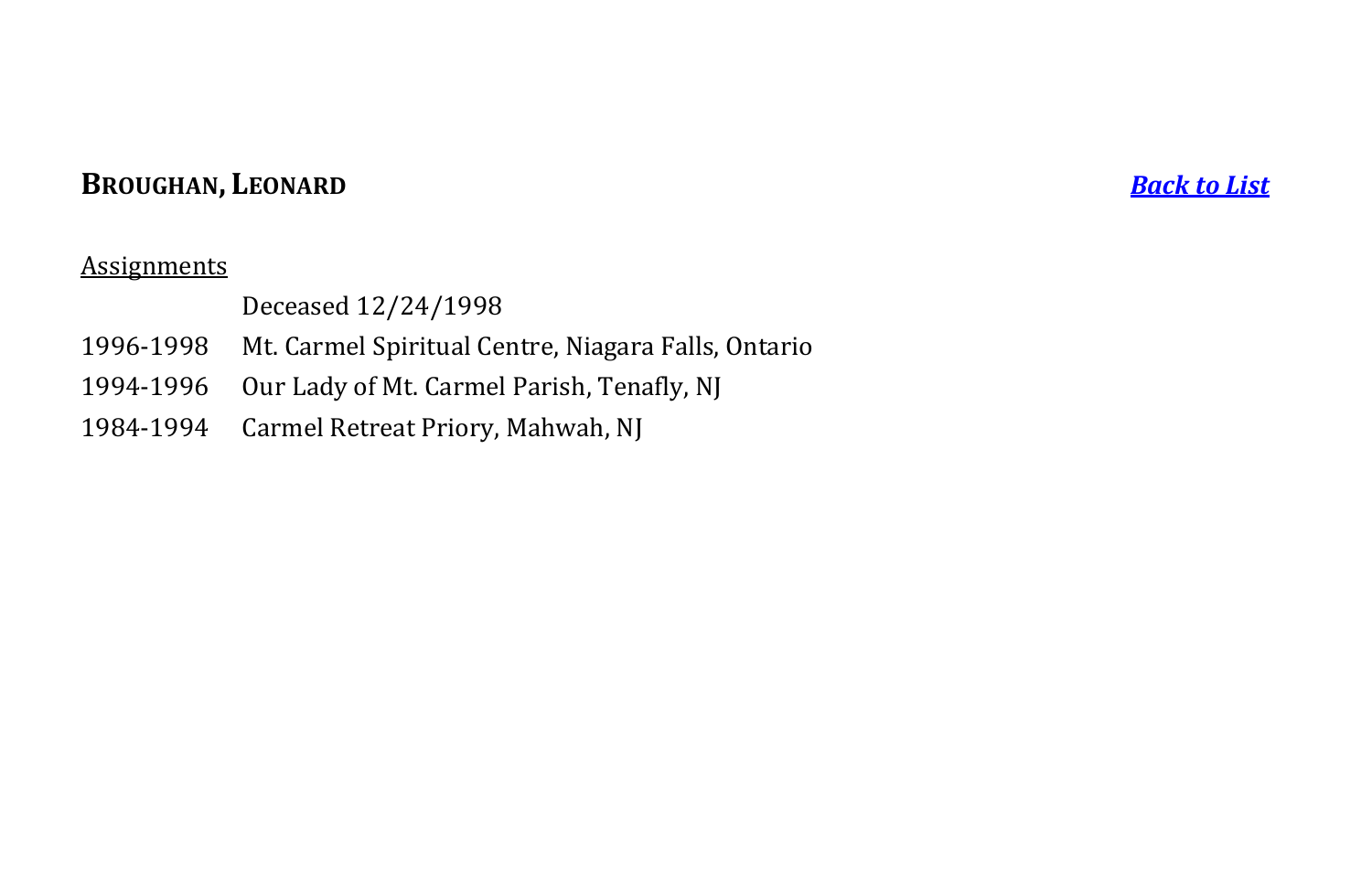**BROUGHAN, LEONARD** *Back to List*

Assignments

|  |  |
|---|---|
|  | Deceased 12/24/1998 |
| 1996-1998 | Mt. Carmel Spiritual Centre, Niagara Falls, Ontario |
| 1994-1996 | Our Lady of Mt. Carmel Parish, Tenafly, NJ |
| 1984-1994 | Carmel Retreat Priory, Mahwah, NJ |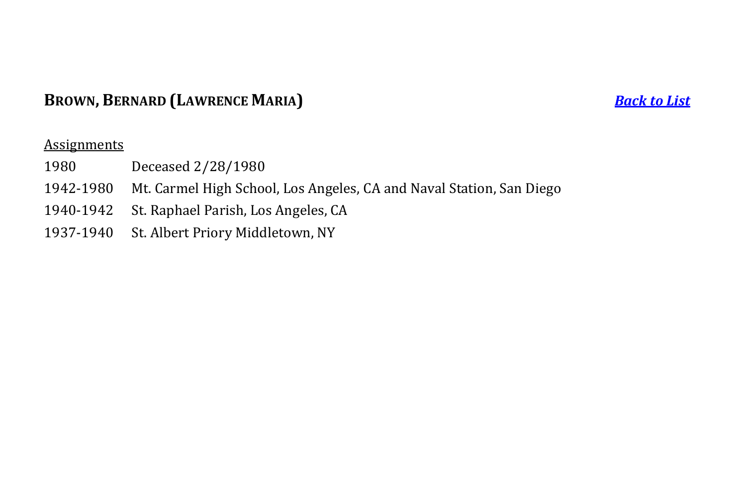## **BROWN, BERNARD (LAWRENCE MARIA)** ***Back to List***

Assignments

1980 Deceased 2/28/1980

1942-1980 Mt. Carmel High School, Los Angeles, CA and Naval Station, San Diego

1940-1942 St. Raphael Parish, Los Angeles, CA

1937-1940 St. Albert Priory Middletown, NY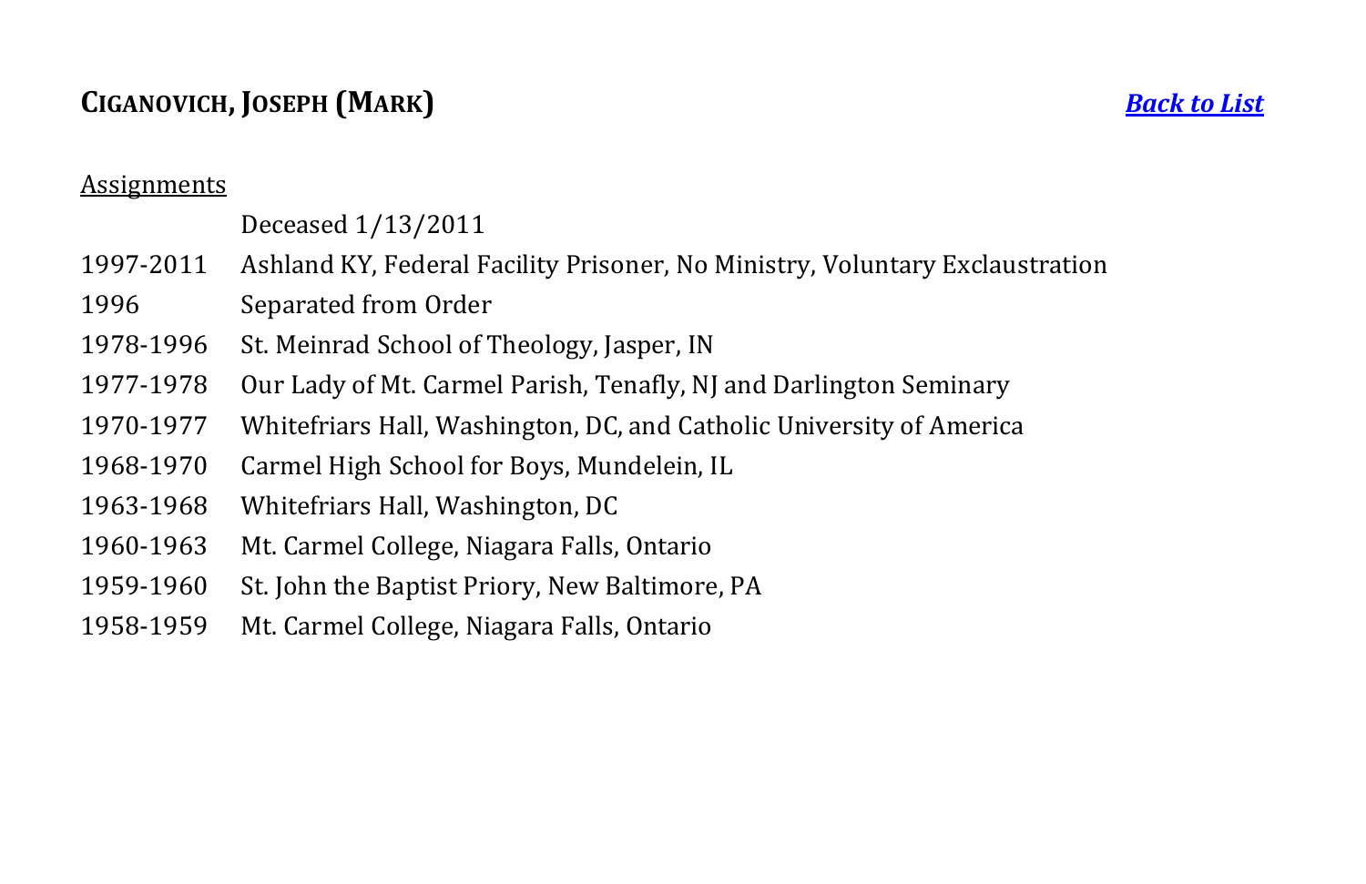## CIGANOVICH, JOSEPH (MARK)

*Back to List*

Assignments

| | |
|---|---|
| | Deceased 1/13/2011 |
| 1997-2011 | Ashland KY, Federal Facility Prisoner, No Ministry, Voluntary Exclaustration |
| 1996 | Separated from Order |
| 1978-1996 | St. Meinrad School of Theology, Jasper, IN |
| 1977-1978 | Our Lady of Mt. Carmel Parish, Tenafly, NJ and Darlington Seminary |
| 1970-1977 | Whitefriars Hall, Washington, DC, and Catholic University of America |
| 1968-1970 | Carmel High School for Boys, Mundelein, IL |
| 1963-1968 | Whitefriars Hall, Washington, DC |
| 1960-1963 | Mt. Carmel College, Niagara Falls, Ontario |
| 1959-1960 | St. John the Baptist Priory, New Baltimore, PA |
| 1958-1959 | Mt. Carmel College, Niagara Falls, Ontario |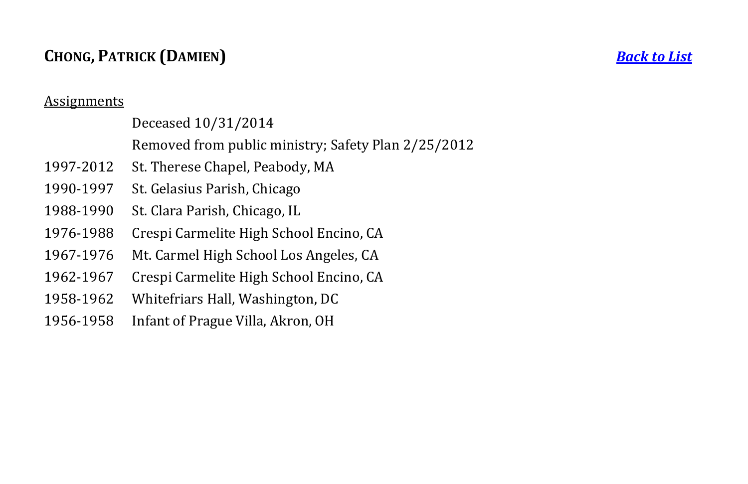## **CHONG, PATRICK (DAMIEN)**

***Back to List***

Assignments

| | |
|---|---|
| | Deceased 10/31/2014 |
| | Removed from public ministry; Safety Plan 2/25/2012 |
| 1997-2012 | St. Therese Chapel, Peabody, MA |
| 1990-1997 | St. Gelasius Parish, Chicago |
| 1988-1990 | St. Clara Parish, Chicago, IL |
| 1976-1988 | Crespi Carmelite High School Encino, CA |
| 1967-1976 | Mt. Carmel High School Los Angeles, CA |
| 1962-1967 | Crespi Carmelite High School Encino, CA |
| 1958-1962 | Whitefriars Hall, Washington, DC |
| 1956-1958 | Infant of Prague Villa, Akron, OH |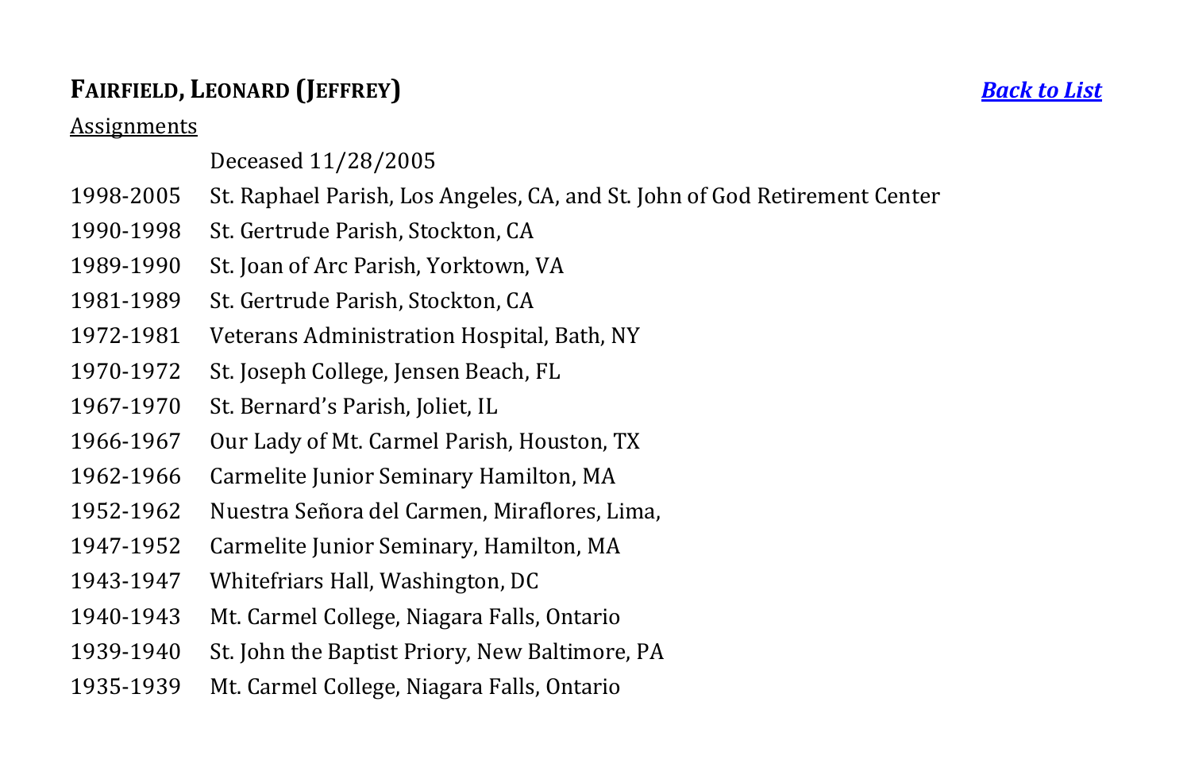## FAIRFIELD, LEONARD (JEFFREY)

*Back to List*

Assignments

| | |
|---|---|
| | Deceased 11/28/2005 |
| 1998-2005 | St. Raphael Parish, Los Angeles, CA, and St. John of God Retirement Center |
| 1990-1998 | St. Gertrude Parish, Stockton, CA |
| 1989-1990 | St. Joan of Arc Parish, Yorktown, VA |
| 1981-1989 | St. Gertrude Parish, Stockton, CA |
| 1972-1981 | Veterans Administration Hospital, Bath, NY |
| 1970-1972 | St. Joseph College, Jensen Beach, FL |
| 1967-1970 | St. Bernard's Parish, Joliet, IL |
| 1966-1967 | Our Lady of Mt. Carmel Parish, Houston, TX |
| 1962-1966 | Carmelite Junior Seminary Hamilton, MA |
| 1952-1962 | Nuestra Señora del Carmen, Miraflores, Lima, |
| 1947-1952 | Carmelite Junior Seminary, Hamilton, MA |
| 1943-1947 | Whitefriars Hall, Washington, DC |
| 1940-1943 | Mt. Carmel College, Niagara Falls, Ontario |
| 1939-1940 | St. John the Baptist Priory, New Baltimore, PA |
| 1935-1939 | Mt. Carmel College, Niagara Falls, Ontario |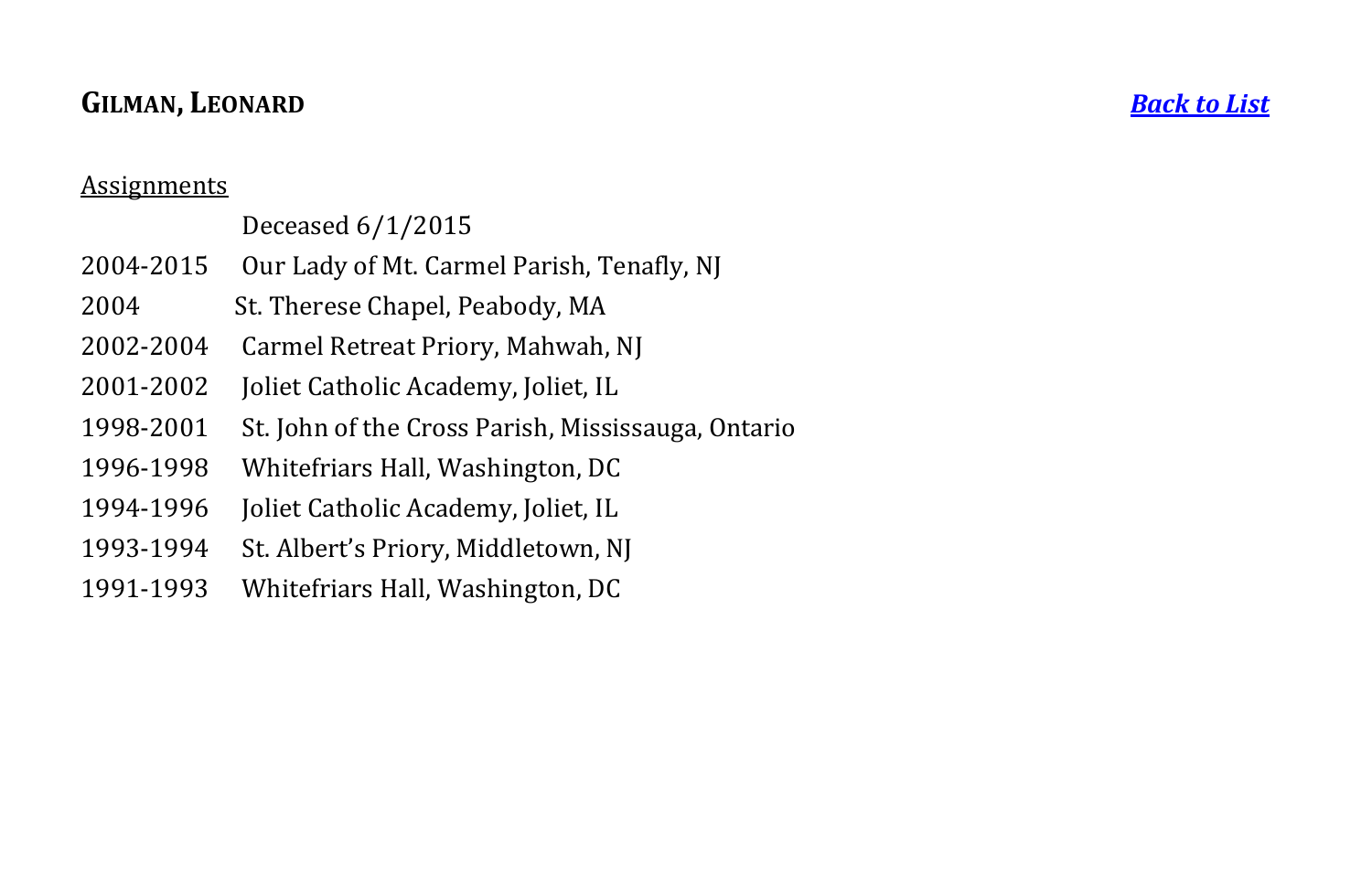## **GILMAN, LEONARD** 

*[Back to List]*

Assignments

| | |
|---|---|
| | Deceased 6/1/2015 |
| 2004-2015 | Our Lady of Mt. Carmel Parish, Tenafly, NJ |
| 2004 | St. Therese Chapel, Peabody, MA |
| 2002-2004 | Carmel Retreat Priory, Mahwah, NJ |
| 2001-2002 | Joliet Catholic Academy, Joliet, IL |
| 1998-2001 | St. John of the Cross Parish, Mississauga, Ontario |
| 1996-1998 | Whitefriars Hall, Washington, DC |
| 1994-1996 | Joliet Catholic Academy, Joliet, IL |
| 1993-1994 | St. Albert's Priory, Middletown, NJ |
| 1991-1993 | Whitefriars Hall, Washington, DC |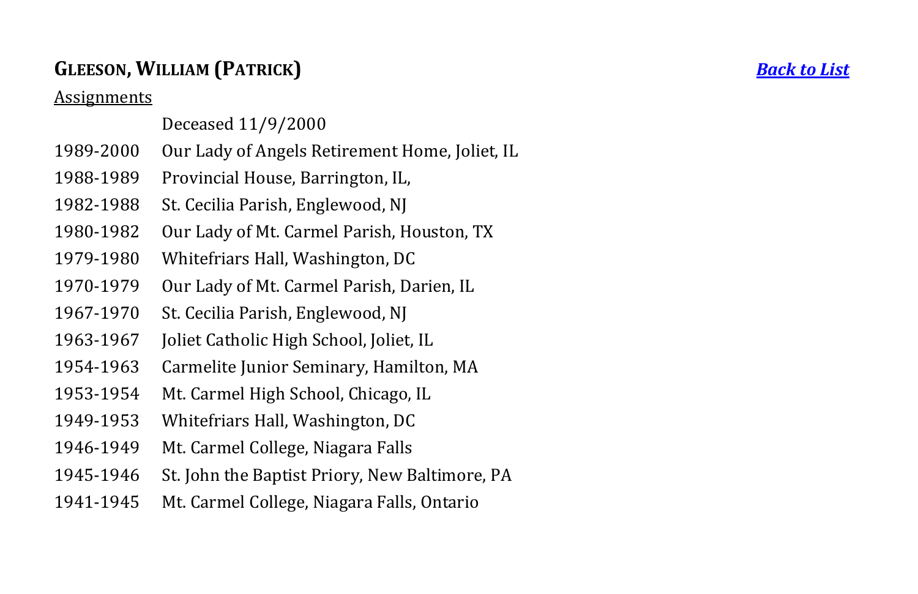## **GLEESON, WILLIAM (PATRICK)**

***Back to List***

Assignments

| | |
|---|---|
| | Deceased 11/9/2000 |
| 1989-2000 | Our Lady of Angels Retirement Home, Joliet, IL |
| 1988-1989 | Provincial House, Barrington, IL, |
| 1982-1988 | St. Cecilia Parish, Englewood, NJ |
| 1980-1982 | Our Lady of Mt. Carmel Parish, Houston, TX |
| 1979-1980 | Whitefriars Hall, Washington, DC |
| 1970-1979 | Our Lady of Mt. Carmel Parish, Darien, IL |
| 1967-1970 | St. Cecilia Parish, Englewood, NJ |
| 1963-1967 | Joliet Catholic High School, Joliet, IL |
| 1954-1963 | Carmelite Junior Seminary, Hamilton, MA |
| 1953-1954 | Mt. Carmel High School, Chicago, IL |
| 1949-1953 | Whitefriars Hall, Washington, DC |
| 1946-1949 | Mt. Carmel College, Niagara Falls |
| 1945-1946 | St. John the Baptist Priory, New Baltimore, PA |
| 1941-1945 | Mt. Carmel College, Niagara Falls, Ontario |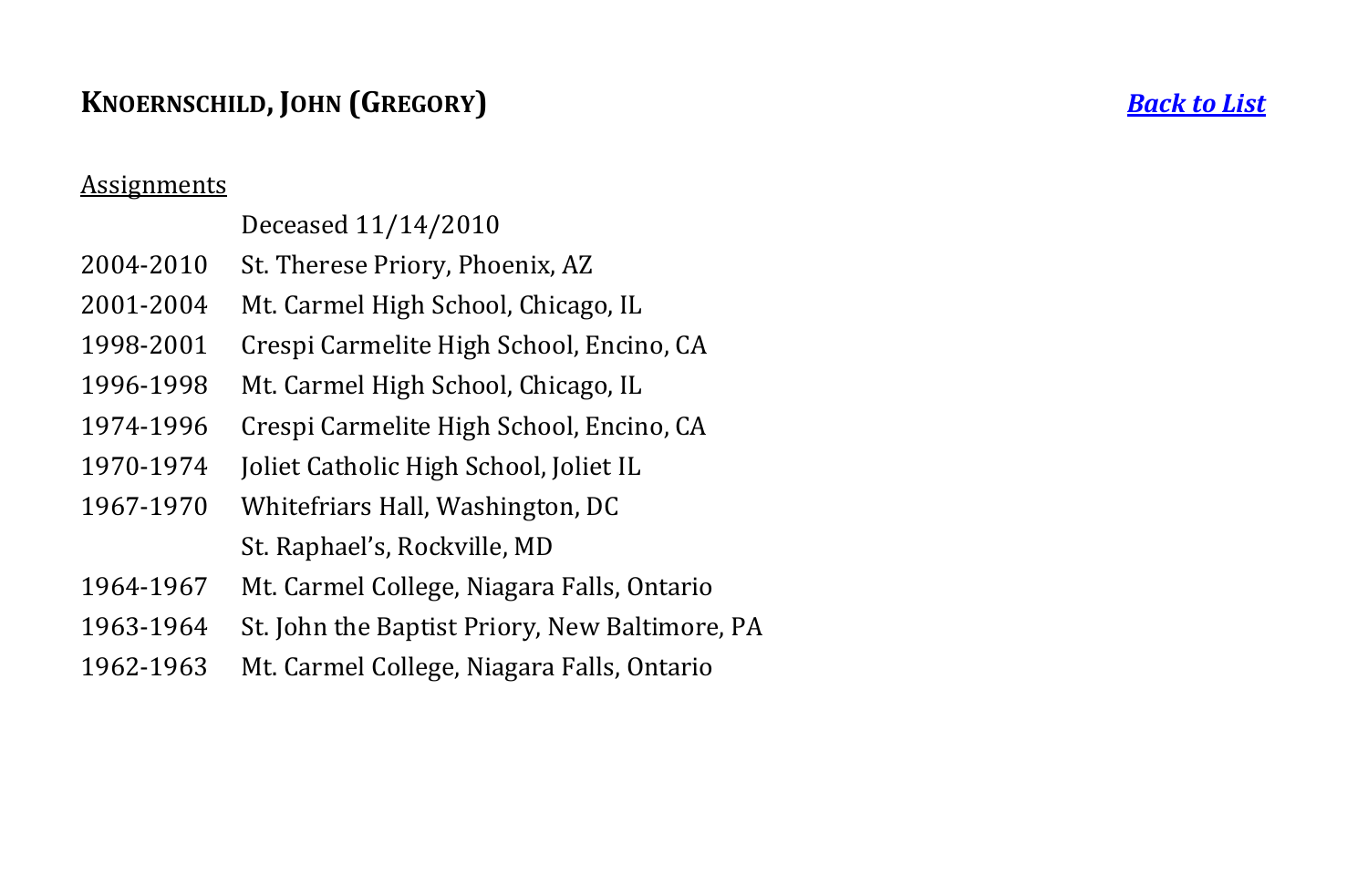## KNOERNSCHILD, JOHN (GREGORY)

*Back to List*

Assignments

| | |
|---|---|
| | Deceased 11/14/2010 |
| 2004-2010 | St. Therese Priory, Phoenix, AZ |
| 2001-2004 | Mt. Carmel High School, Chicago, IL |
| 1998-2001 | Crespi Carmelite High School, Encino, CA |
| 1996-1998 | Mt. Carmel High School, Chicago, IL |
| 1974-1996 | Crespi Carmelite High School, Encino, CA |
| 1970-1974 | Joliet Catholic High School, Joliet IL |
| 1967-1970 | Whitefriars Hall, Washington, DC |
| | St. Raphael's, Rockville, MD |
| 1964-1967 | Mt. Carmel College, Niagara Falls, Ontario |
| 1963-1964 | St. John the Baptist Priory, New Baltimore, PA |
| 1962-1963 | Mt. Carmel College, Niagara Falls, Ontario |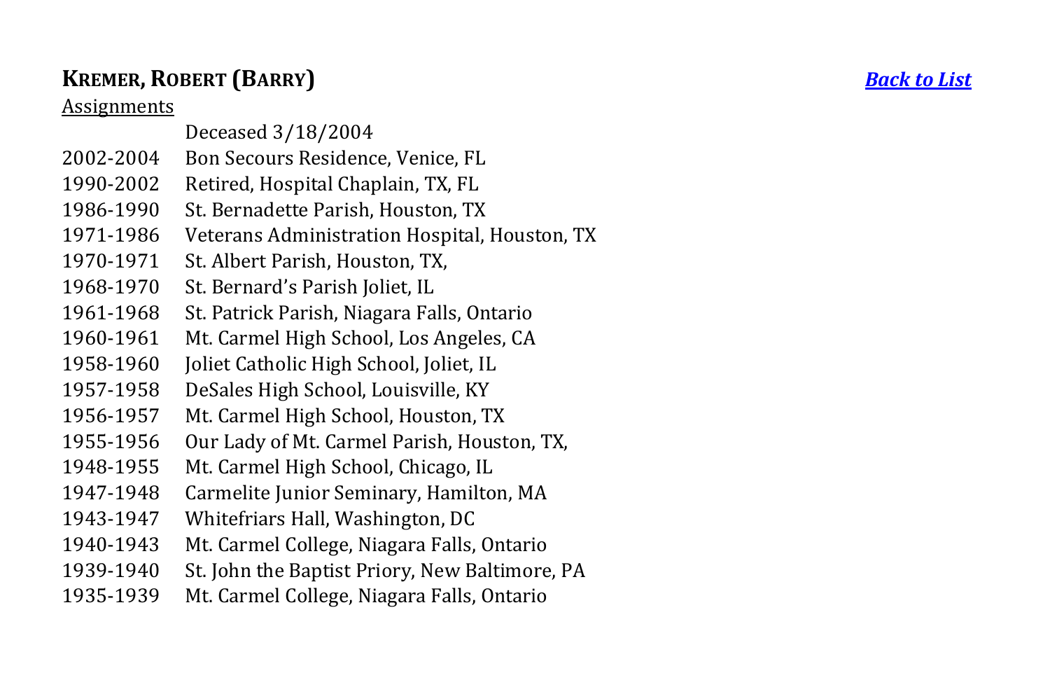**KREMER, ROBERT (BARRY)** ***Back to List***

Assignments

| | |
|---|---|
| | Deceased 3/18/2004 |
| 2002-2004 | Bon Secours Residence, Venice, FL |
| 1990-2002 | Retired, Hospital Chaplain, TX, FL |
| 1986-1990 | St. Bernadette Parish, Houston, TX |
| 1971-1986 | Veterans Administration Hospital, Houston, TX |
| 1970-1971 | St. Albert Parish, Houston, TX, |
| 1968-1970 | St. Bernard's Parish Joliet, IL |
| 1961-1968 | St. Patrick Parish, Niagara Falls, Ontario |
| 1960-1961 | Mt. Carmel High School, Los Angeles, CA |
| 1958-1960 | Joliet Catholic High School, Joliet, IL |
| 1957-1958 | DeSales High School, Louisville, KY |
| 1956-1957 | Mt. Carmel High School, Houston, TX |
| 1955-1956 | Our Lady of Mt. Carmel Parish, Houston, TX, |
| 1948-1955 | Mt. Carmel High School, Chicago, IL |
| 1947-1948 | Carmelite Junior Seminary, Hamilton, MA |
| 1943-1947 | Whitefriars Hall, Washington, DC |
| 1940-1943 | Mt. Carmel College, Niagara Falls, Ontario |
| 1939-1940 | St. John the Baptist Priory, New Baltimore, PA |
| 1935-1939 | Mt. Carmel College, Niagara Falls, Ontario |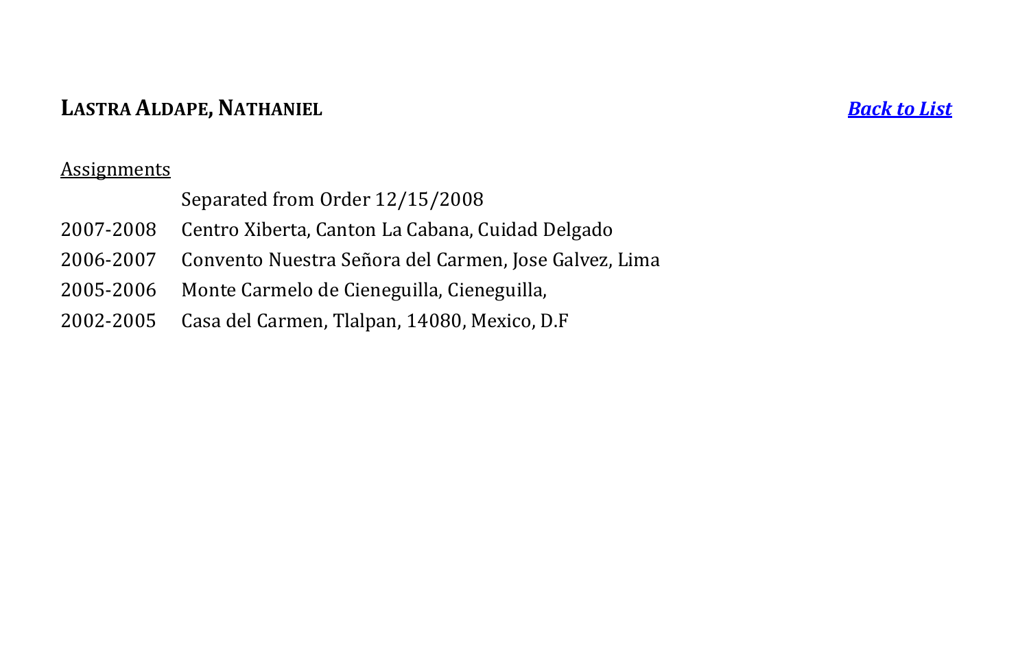## LASTRA ALDAPE, NATHANIEL

*[Back to List]*

Assignments

| | |
|---|---|
| | Separated from Order 12/15/2008 |
| 2007-2008 | Centro Xiberta, Canton La Cabana, Cuidad Delgado |
| 2006-2007 | Convento Nuestra Señora del Carmen, Jose Galvez, Lima |
| 2005-2006 | Monte Carmelo de Cieneguilla, Cieneguilla, |
| 2002-2005 | Casa del Carmen, Tlalpan, 14080, Mexico, D.F |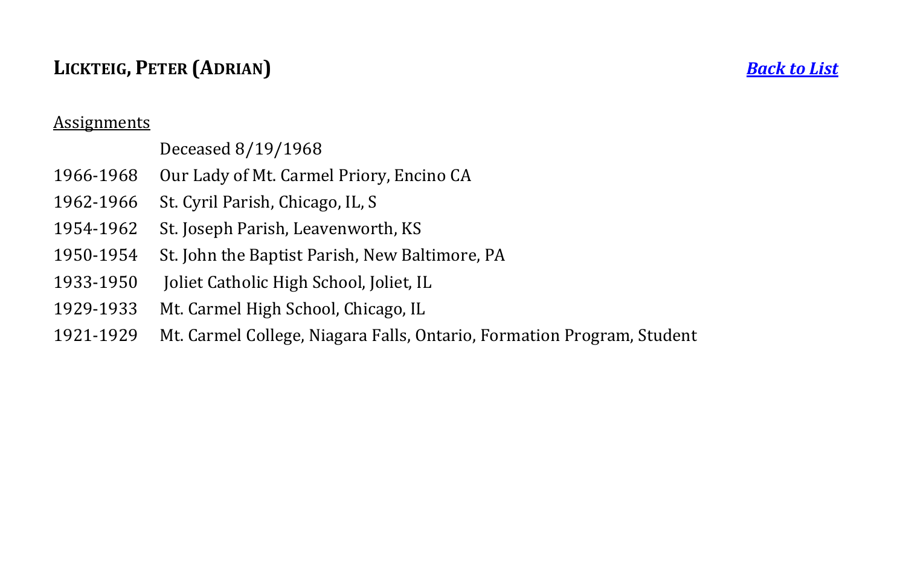## **Lickteig, Peter (Adrian)** *Back to List*

Assignments

| | |
|---|---|
| | Deceased 8/19/1968 |
| 1966-1968 | Our Lady of Mt. Carmel Priory, Encino CA |
| 1962-1966 | St. Cyril Parish, Chicago, IL, S |
| 1954-1962 | St. Joseph Parish, Leavenworth, KS |
| 1950-1954 | St. John the Baptist Parish, New Baltimore, PA |
| 1933-1950 | Joliet Catholic High School, Joliet, IL |
| 1929-1933 | Mt. Carmel High School, Chicago, IL |
| 1921-1929 | Mt. Carmel College, Niagara Falls, Ontario, Formation Program, Student |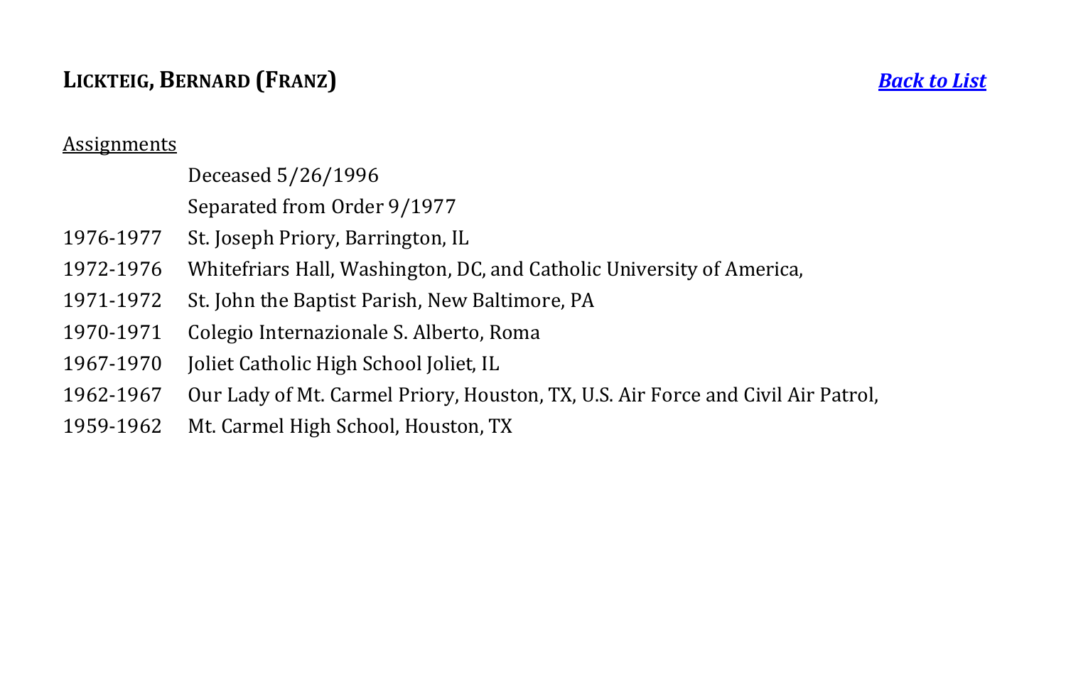## LICKTEIG, BERNARD (FRANZ)

*Back to List*

Assignments

| | |
|---|---|
| | Deceased 5/26/1996 |
| | Separated from Order 9/1977 |
| 1976-1977 | St. Joseph Priory, Barrington, IL |
| 1972-1976 | Whitefriars Hall, Washington, DC, and Catholic University of America, |
| 1971-1972 | St. John the Baptist Parish, New Baltimore, PA |
| 1970-1971 | Colegio Internazionale S. Alberto, Roma |
| 1967-1970 | Joliet Catholic High School Joliet, IL |
| 1962-1967 | Our Lady of Mt. Carmel Priory, Houston, TX, U.S. Air Force and Civil Air Patrol, |
| 1959-1962 | Mt. Carmel High School, Houston, TX |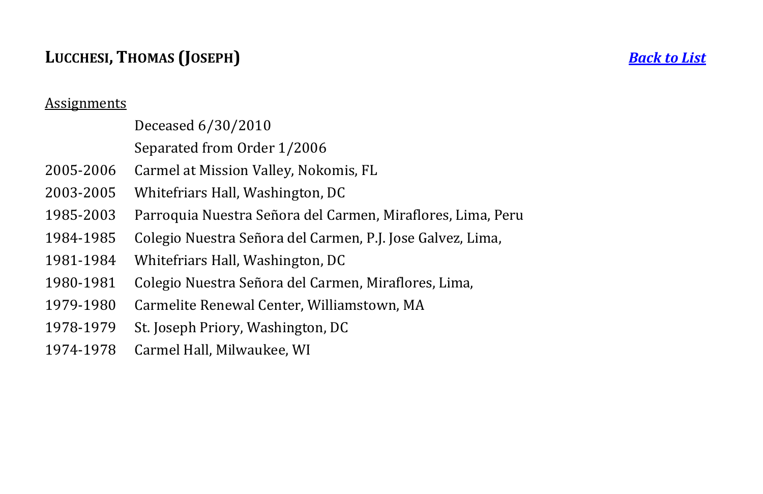## **LUCCHESI, THOMAS (JOSEPH)**

***Back to List***

Assignments

| | |
|---|---|
| | Deceased 6/30/2010 |
| | Separated from Order 1/2006 |
| 2005-2006 | Carmel at Mission Valley, Nokomis, FL |
| 2003-2005 | Whitefriars Hall, Washington, DC |
| 1985-2003 | Parroquia Nuestra Señora del Carmen, Miraflores, Lima, Peru |
| 1984-1985 | Colegio Nuestra Señora del Carmen, P.J. Jose Galvez, Lima, |
| 1981-1984 | Whitefriars Hall, Washington, DC |
| 1980-1981 | Colegio Nuestra Señora del Carmen, Miraflores, Lima, |
| 1979-1980 | Carmelite Renewal Center, Williamstown, MA |
| 1978-1979 | St. Joseph Priory, Washington, DC |
| 1974-1978 | Carmel Hall, Milwaukee, WI |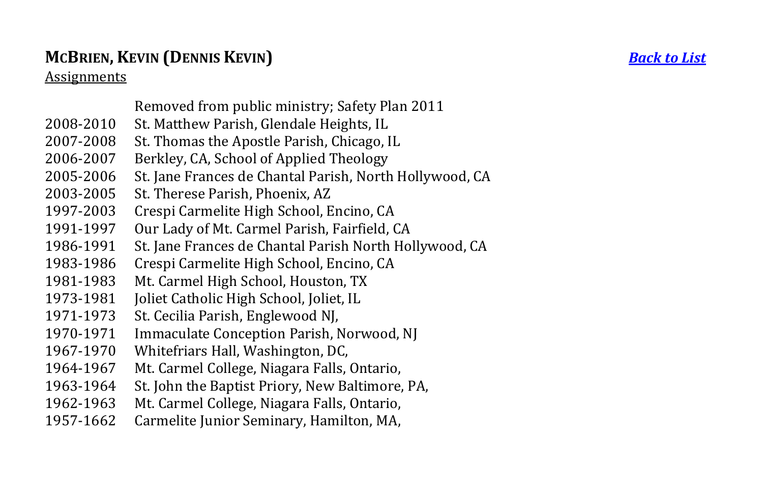## **MCBRIEN, KEVIN (DENNIS KEVIN)** ***Back to List***

Assignments

| | |
|---|---|
| | Removed from public ministry; Safety Plan 2011 |
| 2008-2010 | St. Matthew Parish, Glendale Heights, IL |
| 2007-2008 | St. Thomas the Apostle Parish, Chicago, IL |
| 2006-2007 | Berkley, CA, School of Applied Theology |
| 2005-2006 | St. Jane Frances de Chantal Parish, North Hollywood, CA |
| 2003-2005 | St. Therese Parish, Phoenix, AZ |
| 1997-2003 | Crespi Carmelite High School, Encino, CA |
| 1991-1997 | Our Lady of Mt. Carmel Parish, Fairfield, CA |
| 1986-1991 | St. Jane Frances de Chantal Parish North Hollywood, CA |
| 1983-1986 | Crespi Carmelite High School, Encino, CA |
| 1981-1983 | Mt. Carmel High School, Houston, TX |
| 1973-1981 | Joliet Catholic High School, Joliet, IL |
| 1971-1973 | St. Cecilia Parish, Englewood NJ, |
| 1970-1971 | Immaculate Conception Parish, Norwood, NJ |
| 1967-1970 | Whitefriars Hall, Washington, DC, |
| 1964-1967 | Mt. Carmel College, Niagara Falls, Ontario, |
| 1963-1964 | St. John the Baptist Priory, New Baltimore, PA, |
| 1962-1963 | Mt. Carmel College, Niagara Falls, Ontario, |
| 1957-1662 | Carmelite Junior Seminary, Hamilton, MA, |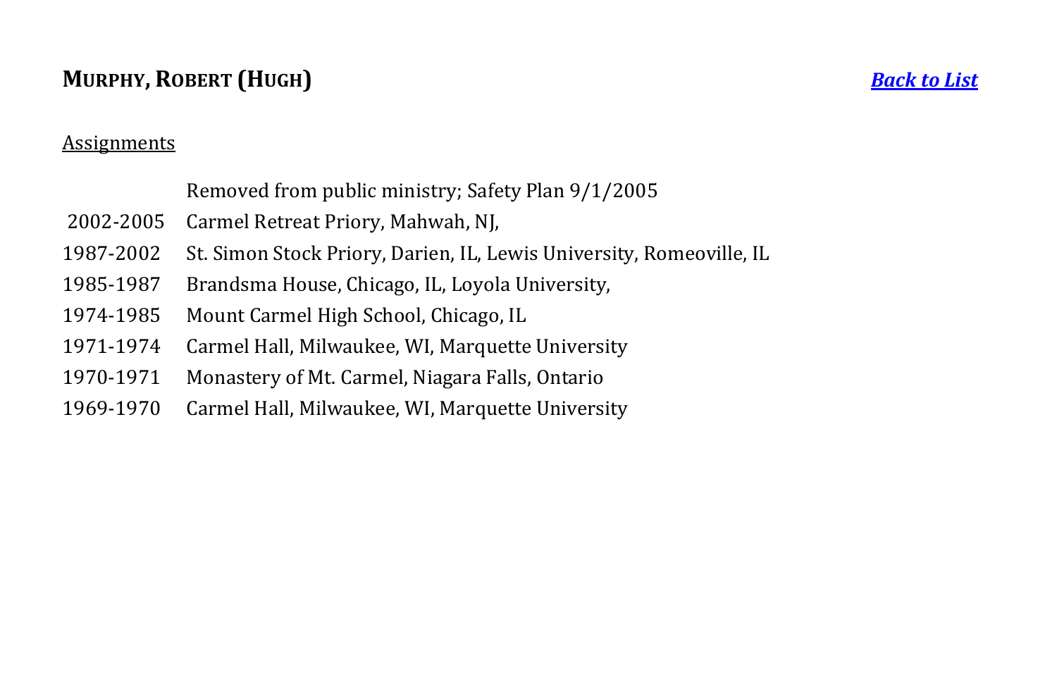## **MURPHY, ROBERT (HUGH)**

***Back to List***

Assignments

| | |
|---|---|
| | Removed from public ministry; Safety Plan 9/1/2005 |
| 2002-2005 | Carmel Retreat Priory, Mahwah, NJ, |
| 1987-2002 | St. Simon Stock Priory, Darien, IL, Lewis University, Romeoville, IL |
| 1985-1987 | Brandsma House, Chicago, IL, Loyola University, |
| 1974-1985 | Mount Carmel High School, Chicago, IL |
| 1971-1974 | Carmel Hall, Milwaukee, WI, Marquette University |
| 1970-1971 | Monastery of Mt. Carmel, Niagara Falls, Ontario |
| 1969-1970 | Carmel Hall, Milwaukee, WI, Marquette University |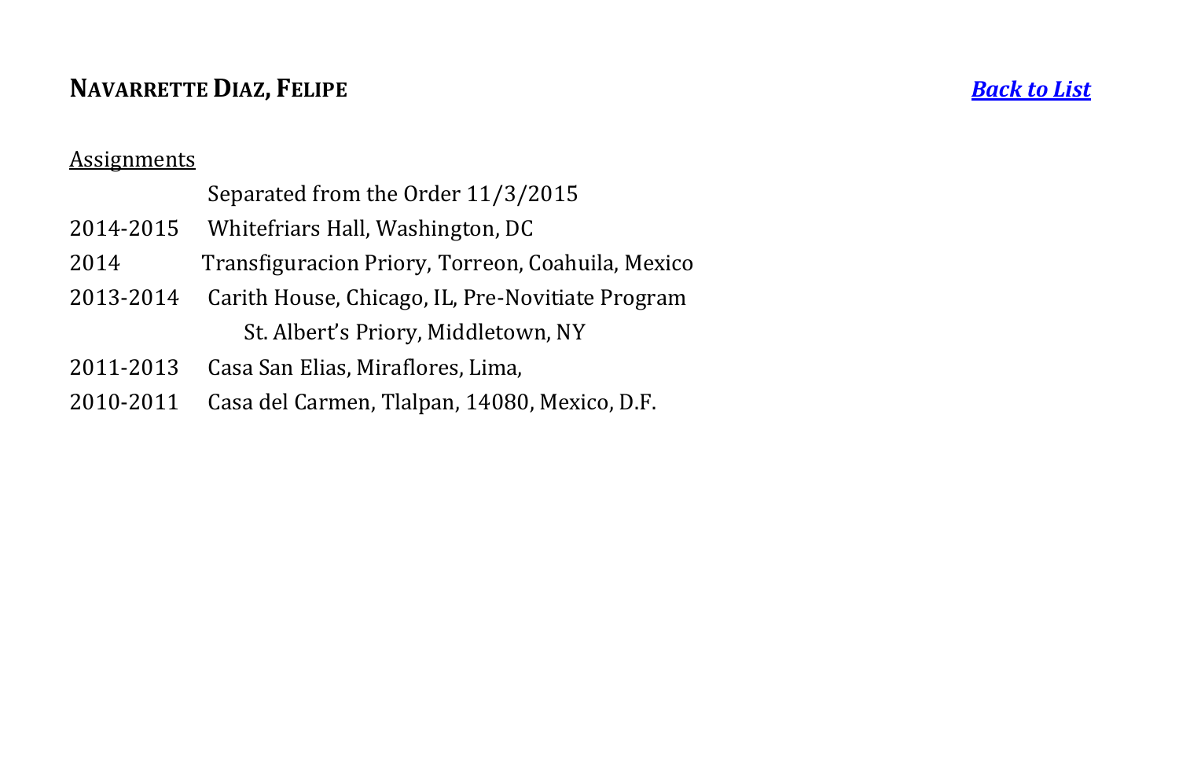## NAVARRETTE DIAZ, FELIPE

*Back to List*

Assignments

| | |
|---|---|
| | Separated from the Order 11/3/2015 |
| 2014-2015 | Whitefriars Hall, Washington, DC |
| 2014 | Transfiguracion Priory, Torreon, Coahuila, Mexico |
| 2013-2014 | Carith House, Chicago, IL, Pre-Novitiate Program |
| | St. Albert's Priory, Middletown, NY |
| 2011-2013 | Casa San Elias, Miraflores, Lima, |
| 2010-2011 | Casa del Carmen, Tlalpan, 14080, Mexico, D.F. |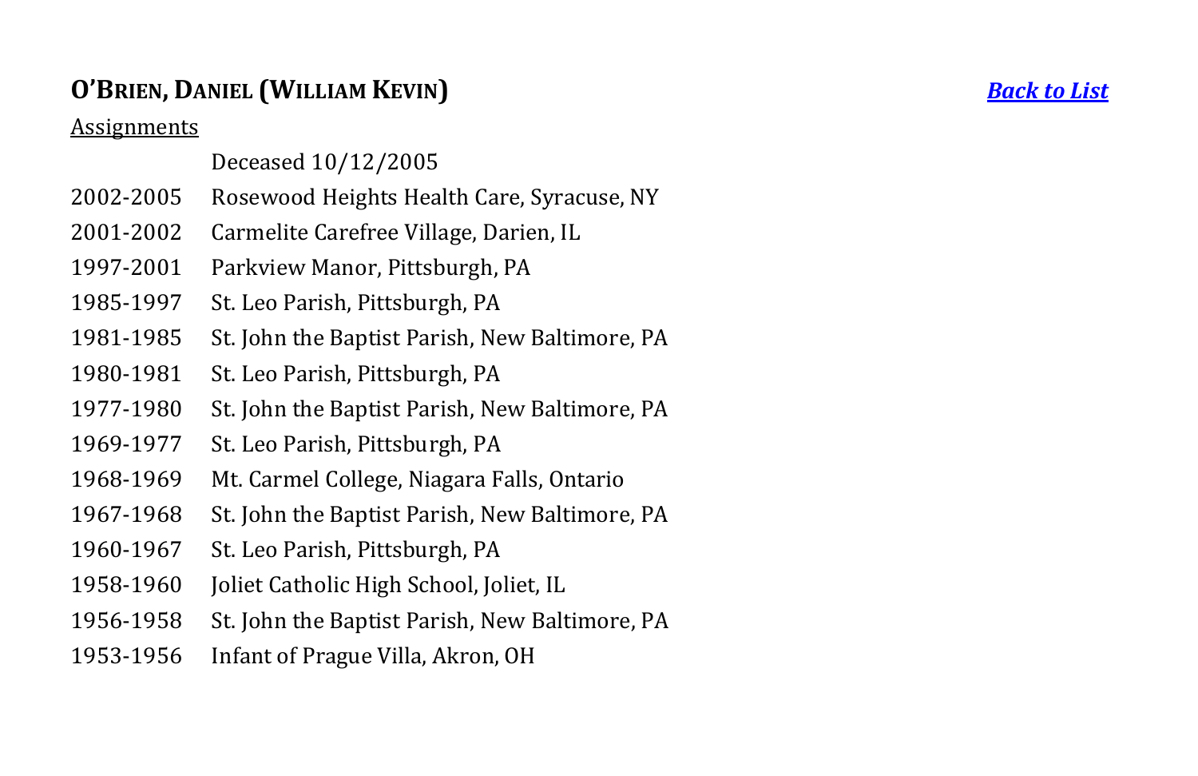## O'BRIEN, DANIEL (WILLIAM KEVIN)

*Back to List*

Assignments

| | |
|---|---|
| | Deceased 10/12/2005 |
| 2002-2005 | Rosewood Heights Health Care, Syracuse, NY |
| 2001-2002 | Carmelite Carefree Village, Darien, IL |
| 1997-2001 | Parkview Manor, Pittsburgh, PA |
| 1985-1997 | St. Leo Parish, Pittsburgh, PA |
| 1981-1985 | St. John the Baptist Parish, New Baltimore, PA |
| 1980-1981 | St. Leo Parish, Pittsburgh, PA |
| 1977-1980 | St. John the Baptist Parish, New Baltimore, PA |
| 1969-1977 | St. Leo Parish, Pittsburgh, PA |
| 1968-1969 | Mt. Carmel College, Niagara Falls, Ontario |
| 1967-1968 | St. John the Baptist Parish, New Baltimore, PA |
| 1960-1967 | St. Leo Parish, Pittsburgh, PA |
| 1958-1960 | Joliet Catholic High School, Joliet, IL |
| 1956-1958 | St. John the Baptist Parish, New Baltimore, PA |
| 1953-1956 | Infant of Prague Villa, Akron, OH |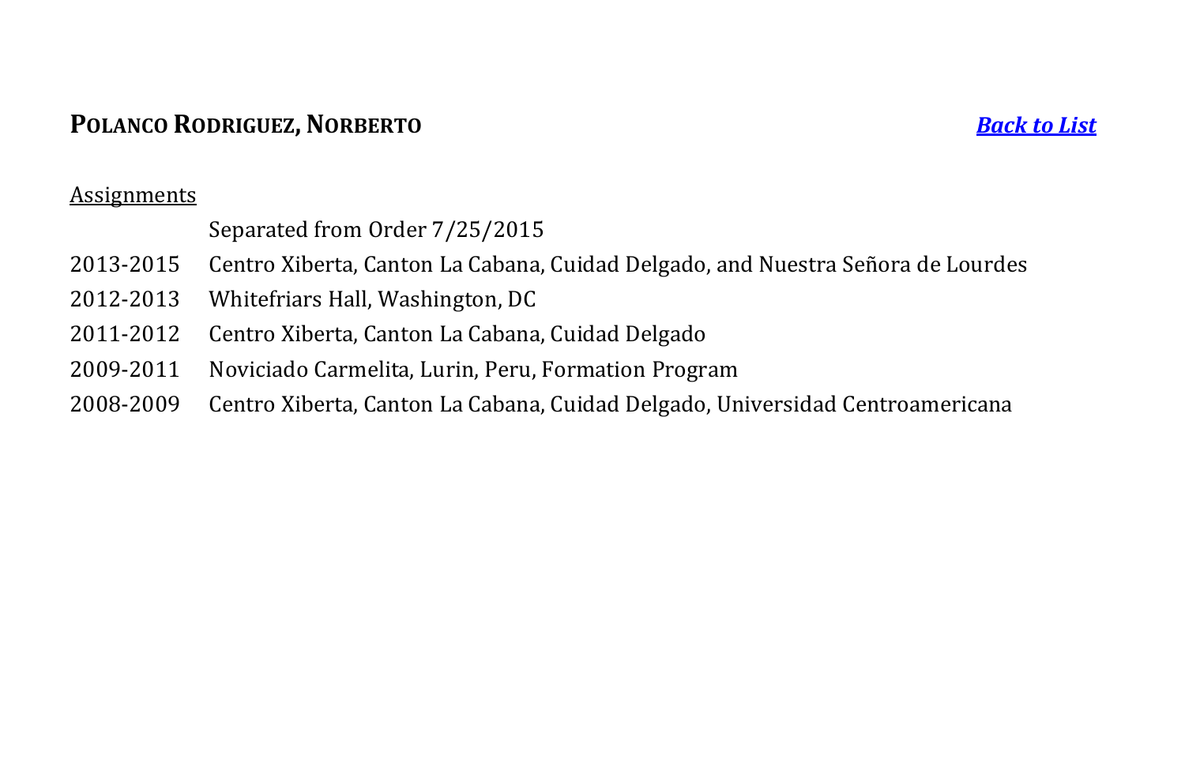## POLANCO RODRIGUEZ, NORBERTO

***Back to List***

Assignments

| | |
|---|---|
| | Separated from Order 7/25/2015 |
| 2013-2015 | Centro Xiberta, Canton La Cabana, Cuidad Delgado, and Nuestra Señora de Lourdes |
| 2012-2013 | Whitefriars Hall, Washington, DC |
| 2011-2012 | Centro Xiberta, Canton La Cabana, Cuidad Delgado |
| 2009-2011 | Noviciado Carmelita, Lurin, Peru, Formation Program |
| 2008-2009 | Centro Xiberta, Canton La Cabana, Cuidad Delgado, Universidad Centroamericana |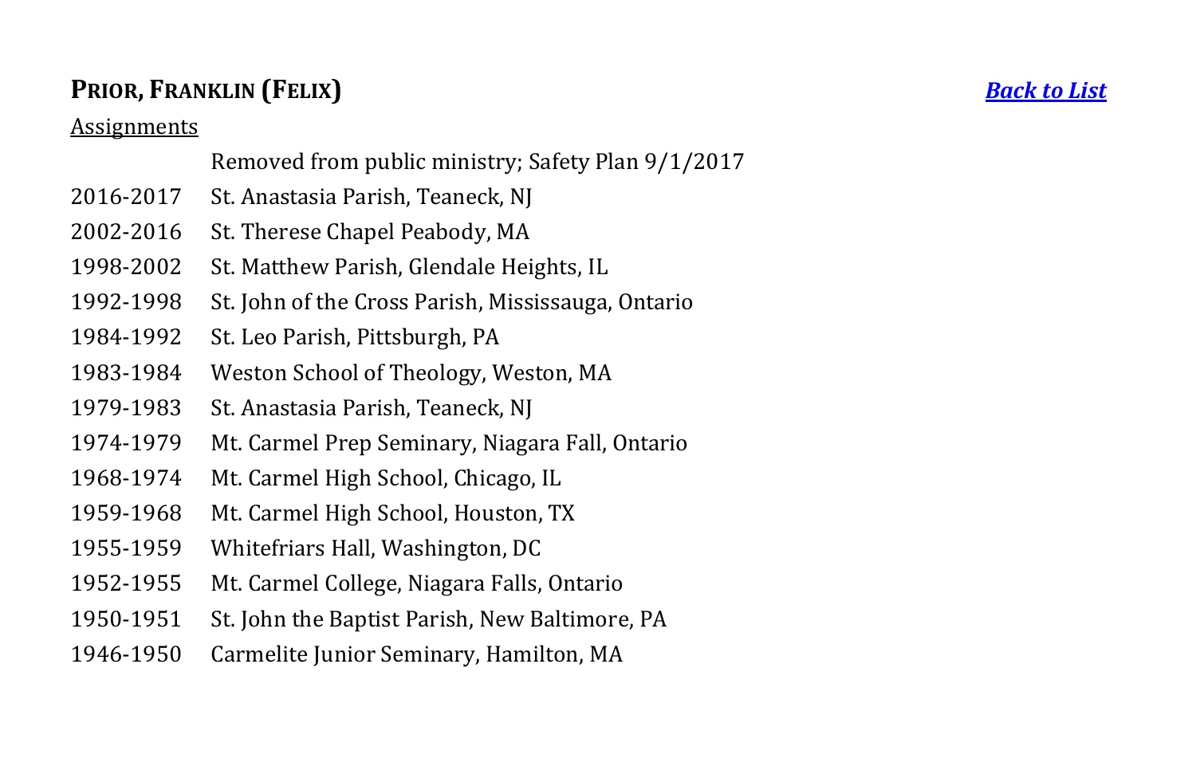## **PRIOR, FRANKLIN (FELIX)**

***Back to List***

Assignments

| | |
|---|---|
| | Removed from public ministry; Safety Plan 9/1/2017 |
| 2016-2017 | St. Anastasia Parish, Teaneck, NJ |
| 2002-2016 | St. Therese Chapel Peabody, MA |
| 1998-2002 | St. Matthew Parish, Glendale Heights, IL |
| 1992-1998 | St. John of the Cross Parish, Mississauga, Ontario |
| 1984-1992 | St. Leo Parish, Pittsburgh, PA |
| 1983-1984 | Weston School of Theology, Weston, MA |
| 1979-1983 | St. Anastasia Parish, Teaneck, NJ |
| 1974-1979 | Mt. Carmel Prep Seminary, Niagara Fall, Ontario |
| 1968-1974 | Mt. Carmel High School, Chicago, IL |
| 1959-1968 | Mt. Carmel High School, Houston, TX |
| 1955-1959 | Whitefriars Hall, Washington, DC |
| 1952-1955 | Mt. Carmel College, Niagara Falls, Ontario |
| 1950-1951 | St. John the Baptist Parish, New Baltimore, PA |
| 1946-1950 | Carmelite Junior Seminary, Hamilton, MA |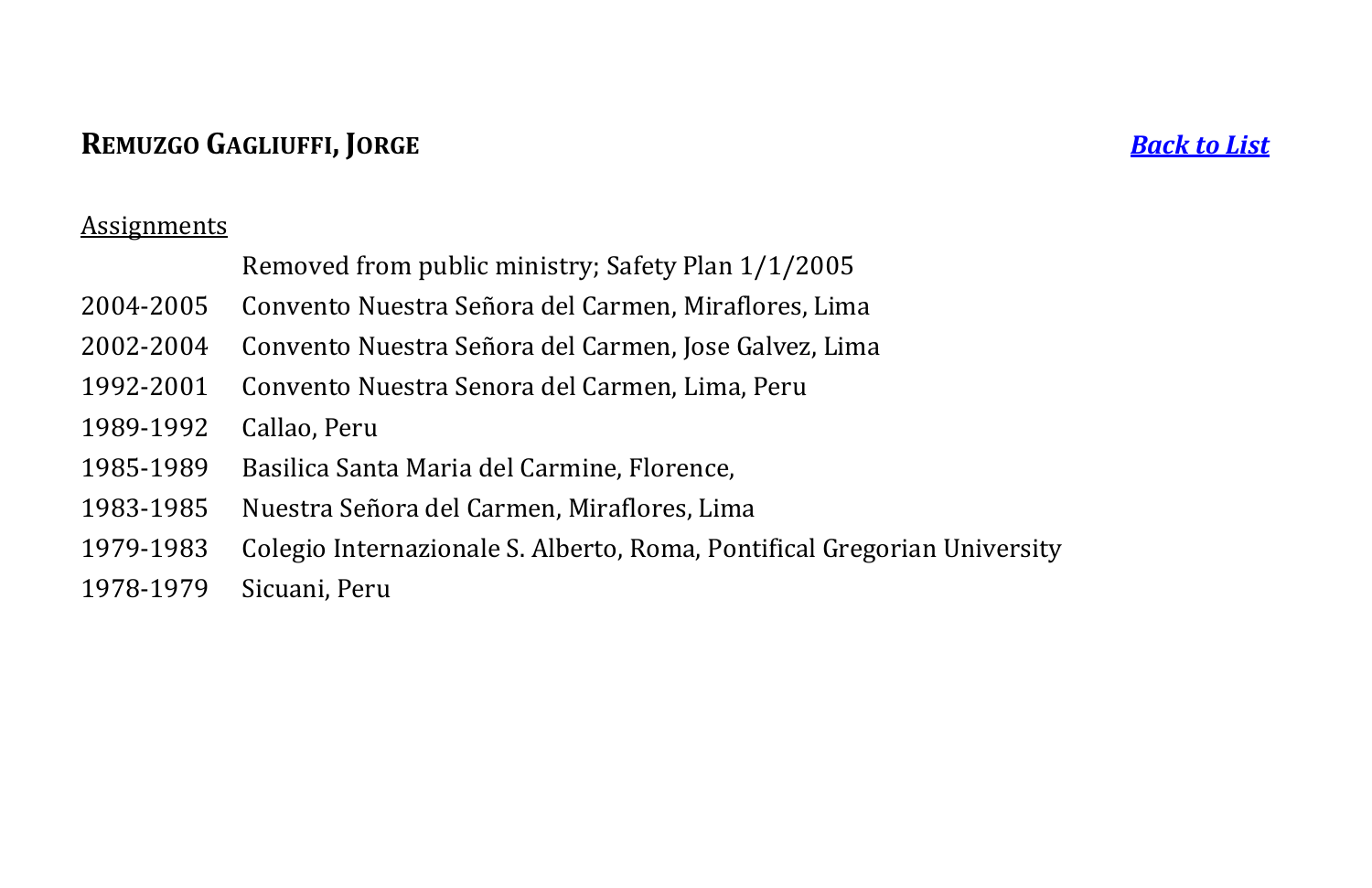## **Remuzgo Gagliuffi, Jorge**

***Back to List***

Assignments

| | |
|---|---|
| | Removed from public ministry; Safety Plan 1/1/2005 |
| 2004-2005 | Convento Nuestra Señora del Carmen, Miraflores, Lima |
| 2002-2004 | Convento Nuestra Señora del Carmen, Jose Galvez, Lima |
| 1992-2001 | Convento Nuestra Senora del Carmen, Lima, Peru |
| 1989-1992 | Callao, Peru |
| 1985-1989 | Basilica Santa Maria del Carmine, Florence, |
| 1983-1985 | Nuestra Señora del Carmen, Miraflores, Lima |
| 1979-1983 | Colegio Internazionale S. Alberto, Roma, Pontifical Gregorian University |
| 1978-1979 | Sicuani, Peru |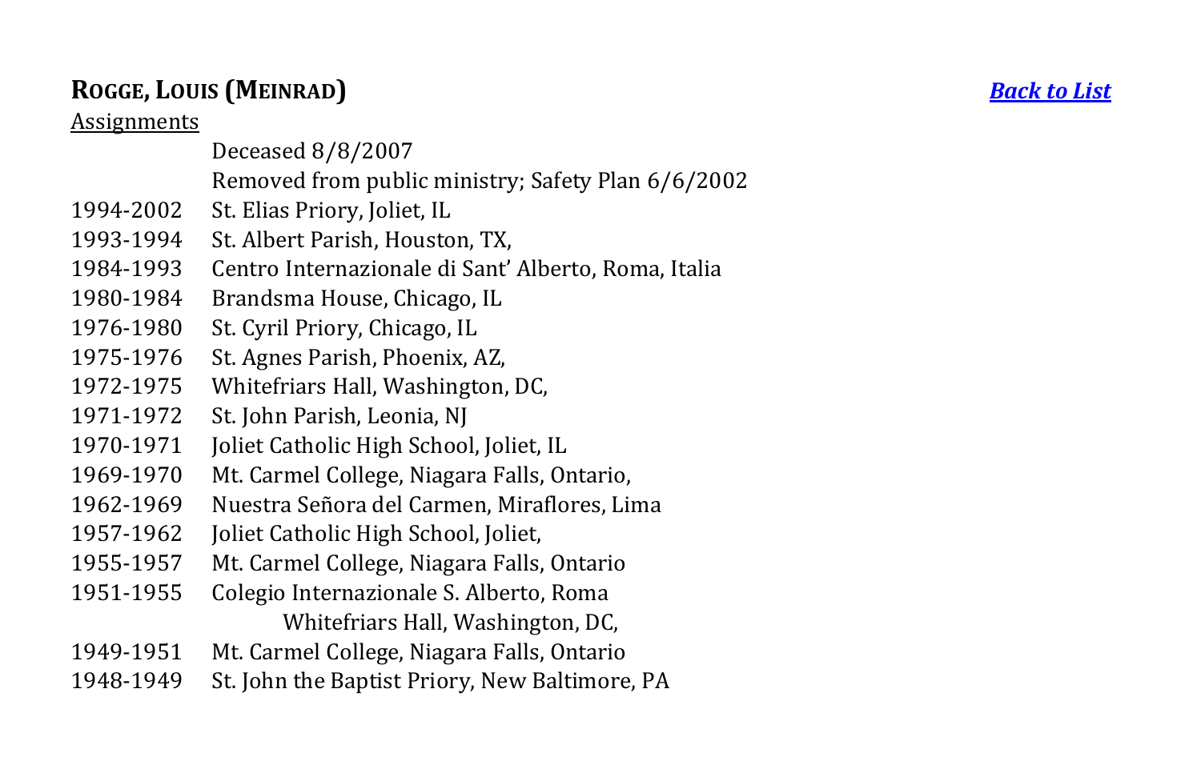## **ROGGE, LOUIS (MEINRAD)**

***Back to List***

Assignments

| | |
|---|---|
| | Deceased 8/8/2007 |
| | Removed from public ministry; Safety Plan 6/6/2002 |
| 1994-2002 | St. Elias Priory, Joliet, IL |
| 1993-1994 | St. Albert Parish, Houston, TX, |
| 1984-1993 | Centro Internazionale di Sant' Alberto, Roma, Italia |
| 1980-1984 | Brandsma House, Chicago, IL |
| 1976-1980 | St. Cyril Priory, Chicago, IL |
| 1975-1976 | St. Agnes Parish, Phoenix, AZ, |
| 1972-1975 | Whitefriars Hall, Washington, DC, |
| 1971-1972 | St. John Parish, Leonia, NJ |
| 1970-1971 | Joliet Catholic High School, Joliet, IL |
| 1969-1970 | Mt. Carmel College, Niagara Falls, Ontario, |
| 1962-1969 | Nuestra Señora del Carmen, Miraflores, Lima |
| 1957-1962 | Joliet Catholic High School, Joliet, |
| 1955-1957 | Mt. Carmel College, Niagara Falls, Ontario |
| 1951-1955 | Colegio Internazionale S. Alberto, Roma |
| | Whitefriars Hall, Washington, DC, |
| 1949-1951 | Mt. Carmel College, Niagara Falls, Ontario |
| 1948-1949 | St. John the Baptist Priory, New Baltimore, PA |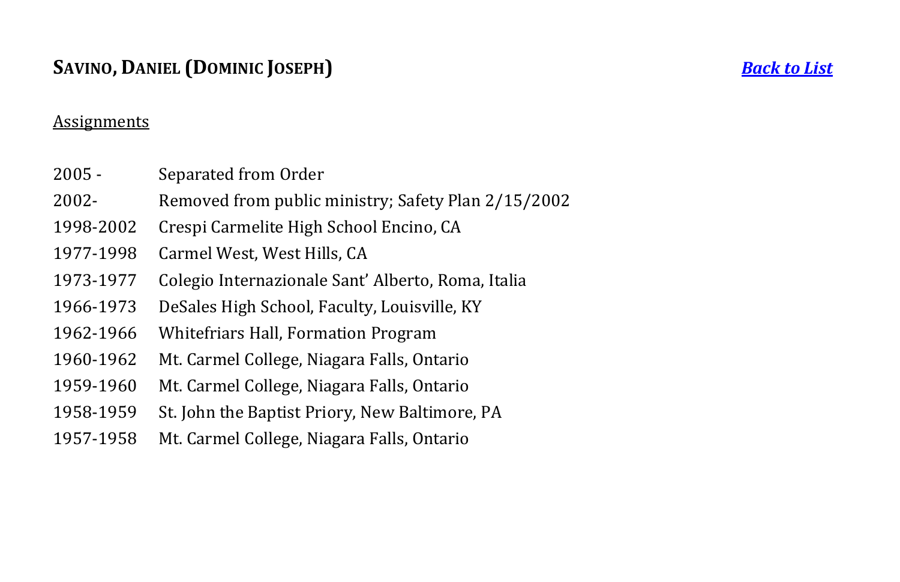## SAVINO, DANIEL (DOMINIC JOSEPH)

*[Back to List]()*

Assignments

| | |
|---|---|
| 2005 - | Separated from Order |
| 2002- | Removed from public ministry; Safety Plan 2/15/2002 |
| 1998-2002 | Crespi Carmelite High School Encino, CA |
| 1977-1998 | Carmel West, West Hills, CA |
| 1973-1977 | Colegio Internazionale Sant' Alberto, Roma, Italia |
| 1966-1973 | DeSales High School, Faculty, Louisville, KY |
| 1962-1966 | Whitefriars Hall, Formation Program |
| 1960-1962 | Mt. Carmel College, Niagara Falls, Ontario |
| 1959-1960 | Mt. Carmel College, Niagara Falls, Ontario |
| 1958-1959 | St. John the Baptist Priory, New Baltimore, PA |
| 1957-1958 | Mt. Carmel College, Niagara Falls, Ontario |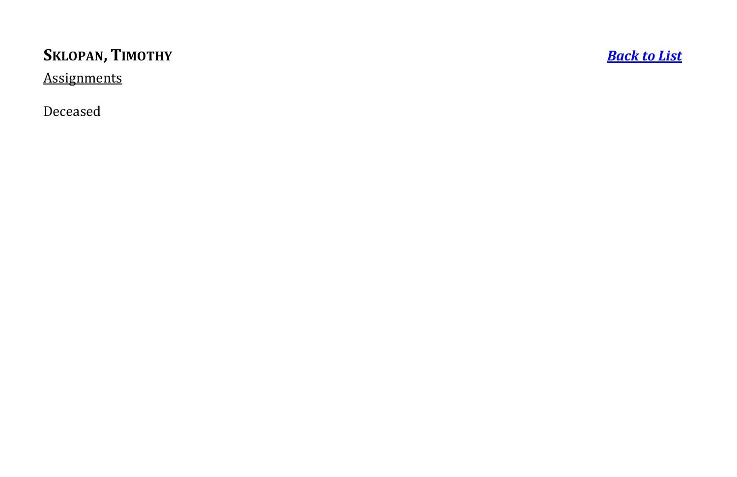**SKLOPAN, TIMOTHY** ***Back to List***

Assignments

Deceased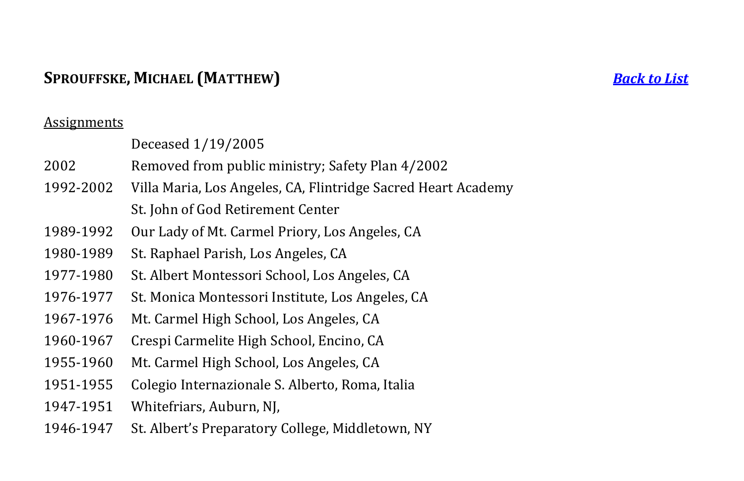## **SPROUFFSKE, MICHAEL (MATTHEW)**

***Back to List***

Assignments

| | |
|---|---|
| | Deceased 1/19/2005 |
| 2002 | Removed from public ministry; Safety Plan 4/2002 |
| 1992-2002 | Villa Maria, Los Angeles, CA, Flintridge Sacred Heart Academy |
| | St. John of God Retirement Center |
| 1989-1992 | Our Lady of Mt. Carmel Priory, Los Angeles, CA |
| 1980-1989 | St. Raphael Parish, Los Angeles, CA |
| 1977-1980 | St. Albert Montessori School, Los Angeles, CA |
| 1976-1977 | St. Monica Montessori Institute, Los Angeles, CA |
| 1967-1976 | Mt. Carmel High School, Los Angeles, CA |
| 1960-1967 | Crespi Carmelite High School, Encino, CA |
| 1955-1960 | Mt. Carmel High School, Los Angeles, CA |
| 1951-1955 | Colegio Internazionale S. Alberto, Roma, Italia |
| 1947-1951 | Whitefriars, Auburn, NJ, |
| 1946-1947 | St. Albert's Preparatory College, Middletown, NY |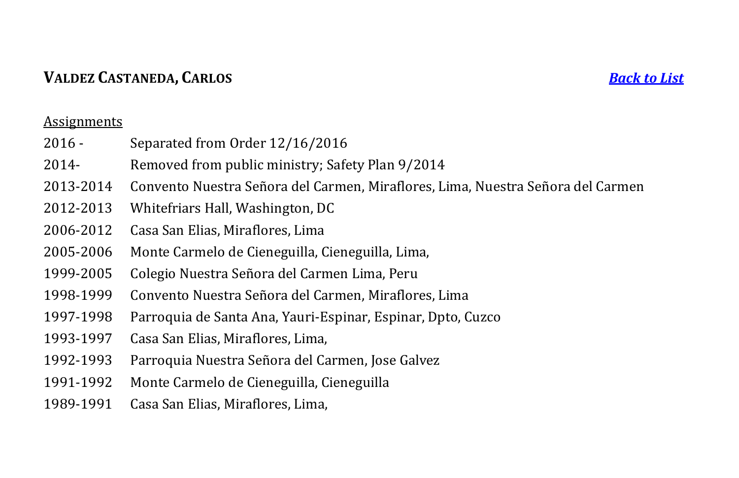## **Valdez Castaneda, Carlos**

[*Back to List*]

<u>Assignments</u>

| | |
|---|---|
| 2016 - | Separated from Order 12/16/2016 |
| 2014- | Removed from public ministry; Safety Plan 9/2014 |
| 2013-2014 | Convento Nuestra Señora del Carmen, Miraflores, Lima, Nuestra Señora del Carmen |
| 2012-2013 | Whitefriars Hall, Washington, DC |
| 2006-2012 | Casa San Elias, Miraflores, Lima |
| 2005-2006 | Monte Carmelo de Cieneguilla, Cieneguilla, Lima, |
| 1999-2005 | Colegio Nuestra Señora del Carmen Lima, Peru |
| 1998-1999 | Convento Nuestra Señora del Carmen, Miraflores, Lima |
| 1997-1998 | Parroquia de Santa Ana, Yauri-Espinar, Espinar, Dpto, Cuzco |
| 1993-1997 | Casa San Elias, Miraflores, Lima, |
| 1992-1993 | Parroquia Nuestra Señora del Carmen, Jose Galvez |
| 1991-1992 | Monte Carmelo de Cieneguilla, Cieneguilla |
| 1989-1991 | Casa San Elias, Miraflores, Lima, |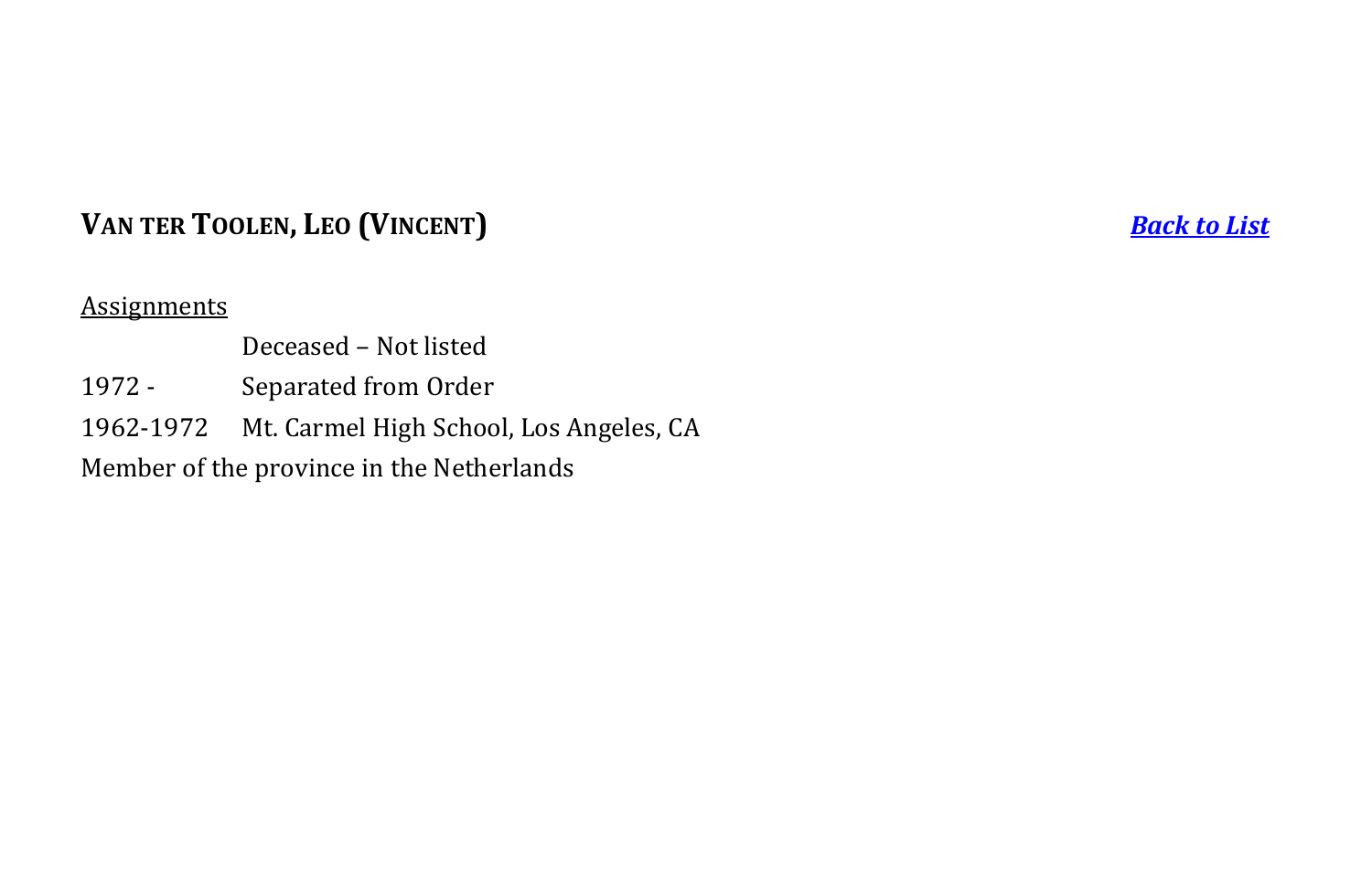## VAN TER TOOLEN, LEO (VINCENT)

*[Back to List]*

Assignments

|  |  |
|---|---|
|  | Deceased – Not listed |
| 1972 - | Separated from Order |
| 1962-1972 | Mt. Carmel High School, Los Angeles, CA |

Member of the province in the Netherlands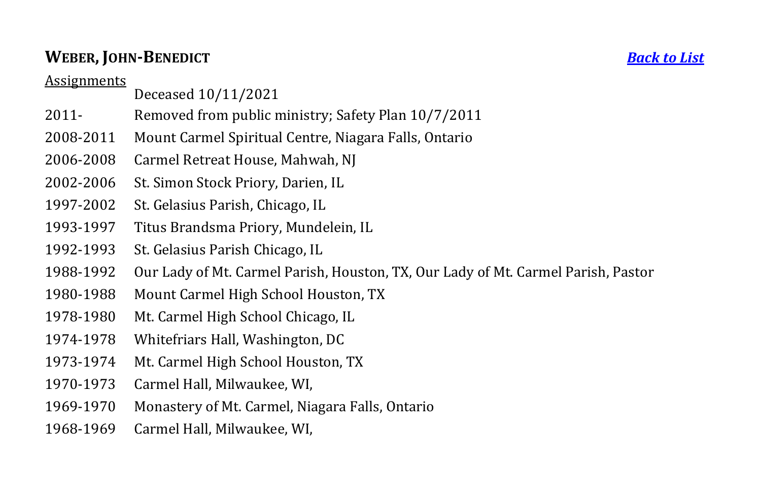## **WEBER, JOHN-BENEDICT**

***Back to List***

Assignments

| | |
|---|---|
| | Deceased 10/11/2021 |
| 2011- | Removed from public ministry; Safety Plan 10/7/2011 |
| 2008-2011 | Mount Carmel Spiritual Centre, Niagara Falls, Ontario |
| 2006-2008 | Carmel Retreat House, Mahwah, NJ |
| 2002-2006 | St. Simon Stock Priory, Darien, IL |
| 1997-2002 | St. Gelasius Parish, Chicago, IL |
| 1993-1997 | Titus Brandsma Priory, Mundelein, IL |
| 1992-1993 | St. Gelasius Parish Chicago, IL |
| 1988-1992 | Our Lady of Mt. Carmel Parish, Houston, TX, Our Lady of Mt. Carmel Parish, Pastor |
| 1980-1988 | Mount Carmel High School Houston, TX |
| 1978-1980 | Mt. Carmel High School Chicago, IL |
| 1974-1978 | Whitefriars Hall, Washington, DC |
| 1973-1974 | Mt. Carmel High School Houston, TX |
| 1970-1973 | Carmel Hall, Milwaukee, WI, |
| 1969-1970 | Monastery of Mt. Carmel, Niagara Falls, Ontario |
| 1968-1969 | Carmel Hall, Milwaukee, WI, |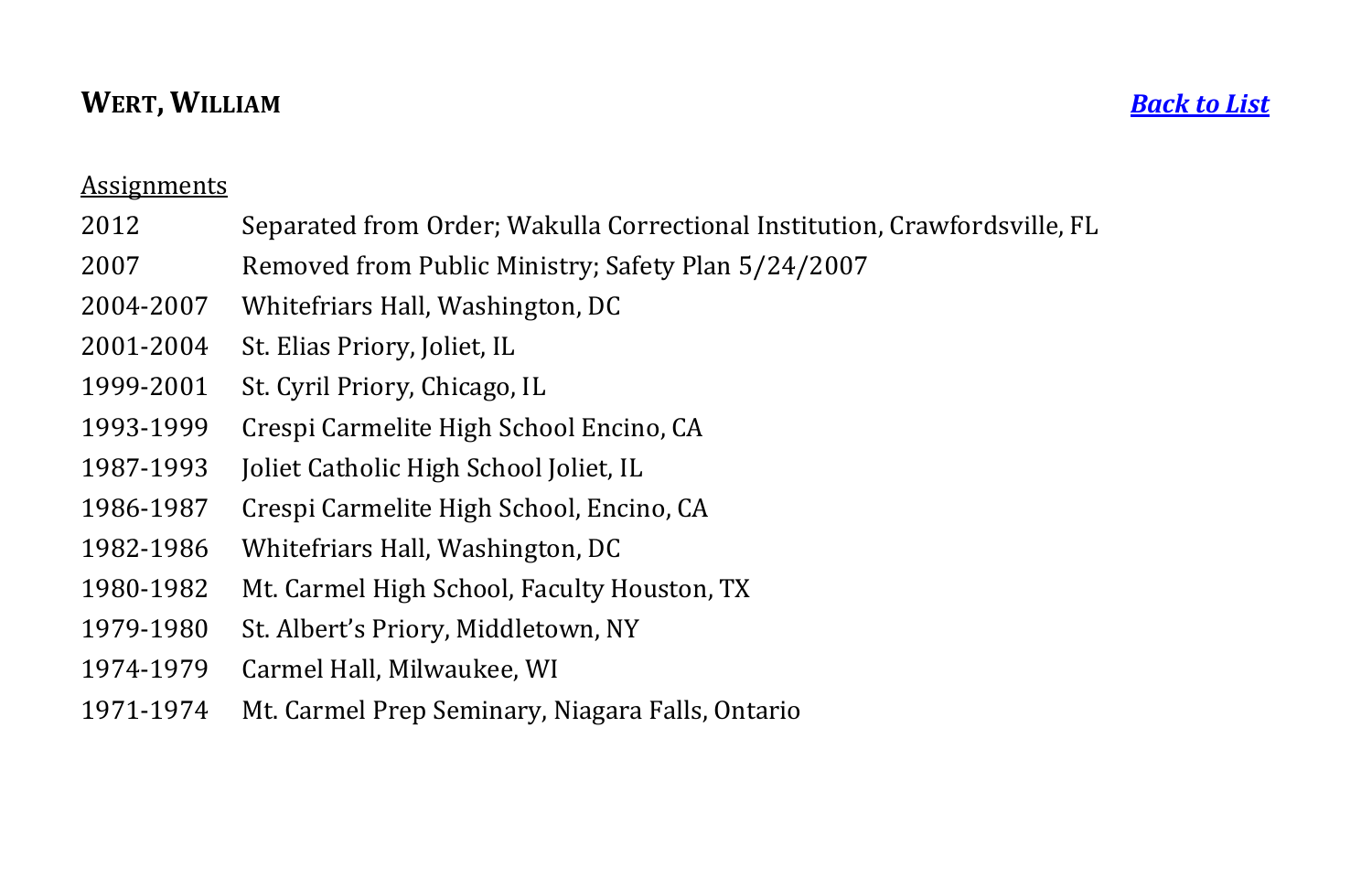## WERT, WILLIAM

*[Back to List]*

Assignments

| | |
|---|---|
| 2012 | Separated from Order; Wakulla Correctional Institution, Crawfordsville, FL |
| 2007 | Removed from Public Ministry; Safety Plan 5/24/2007 |
| 2004-2007 | Whitefriars Hall, Washington, DC |
| 2001-2004 | St. Elias Priory, Joliet, IL |
| 1999-2001 | St. Cyril Priory, Chicago, IL |
| 1993-1999 | Crespi Carmelite High School Encino, CA |
| 1987-1993 | Joliet Catholic High School Joliet, IL |
| 1986-1987 | Crespi Carmelite High School, Encino, CA |
| 1982-1986 | Whitefriars Hall, Washington, DC |
| 1980-1982 | Mt. Carmel High School, Faculty Houston, TX |
| 1979-1980 | St. Albert's Priory, Middletown, NY |
| 1974-1979 | Carmel Hall, Milwaukee, WI |
| 1971-1974 | Mt. Carmel Prep Seminary, Niagara Falls, Ontario |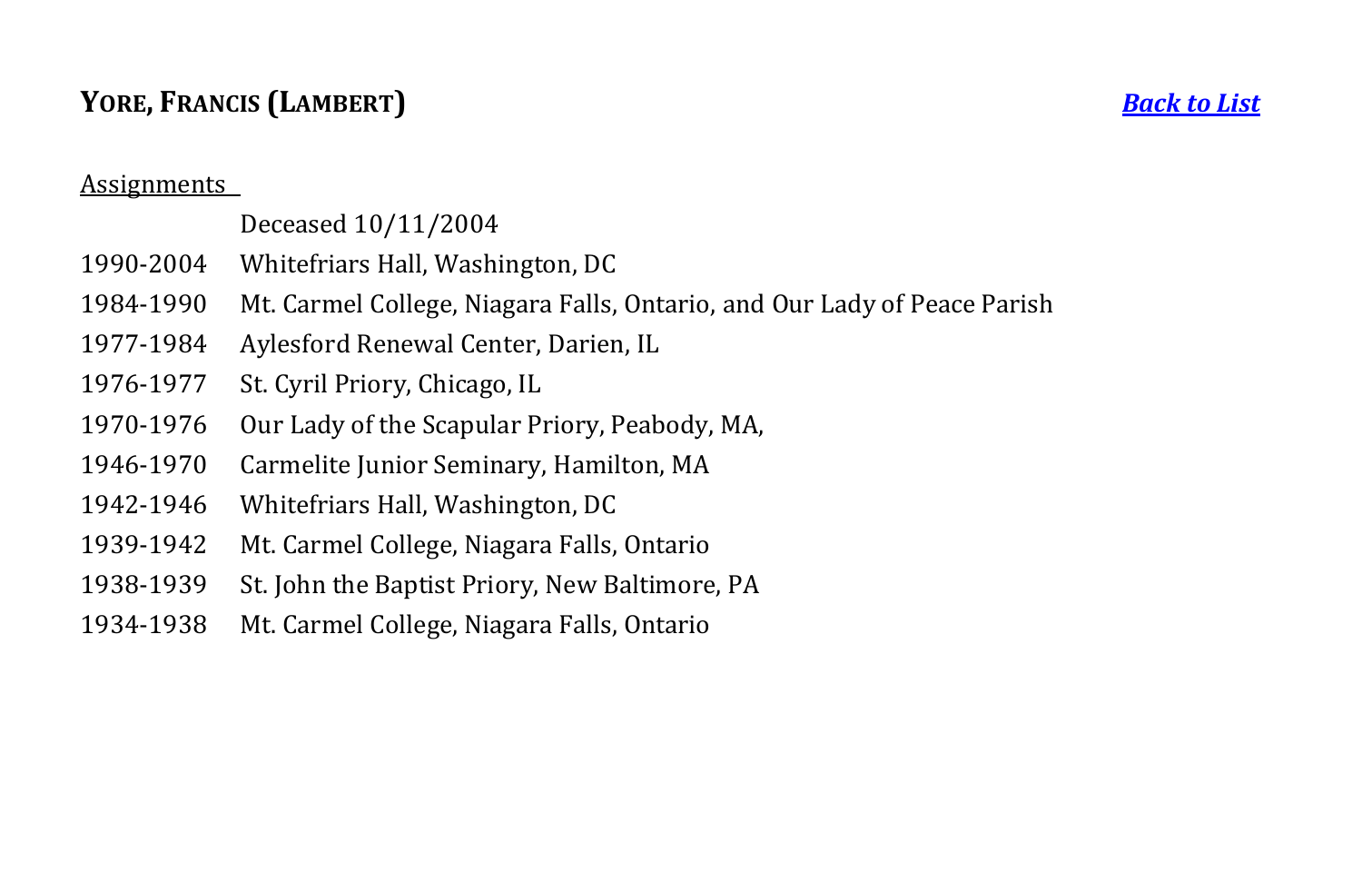## **YORE, FRANCIS (LAMBERT)**

***Back to List***

Assignments

| | |
|---|---|
| | Deceased 10/11/2004 |
| 1990-2004 | Whitefriars Hall, Washington, DC |
| 1984-1990 | Mt. Carmel College, Niagara Falls, Ontario, and Our Lady of Peace Parish |
| 1977-1984 | Aylesford Renewal Center, Darien, IL |
| 1976-1977 | St. Cyril Priory, Chicago, IL |
| 1970-1976 | Our Lady of the Scapular Priory, Peabody, MA, |
| 1946-1970 | Carmelite Junior Seminary, Hamilton, MA |
| 1942-1946 | Whitefriars Hall, Washington, DC |
| 1939-1942 | Mt. Carmel College, Niagara Falls, Ontario |
| 1938-1939 | St. John the Baptist Priory, New Baltimore, PA |
| 1934-1938 | Mt. Carmel College, Niagara Falls, Ontario |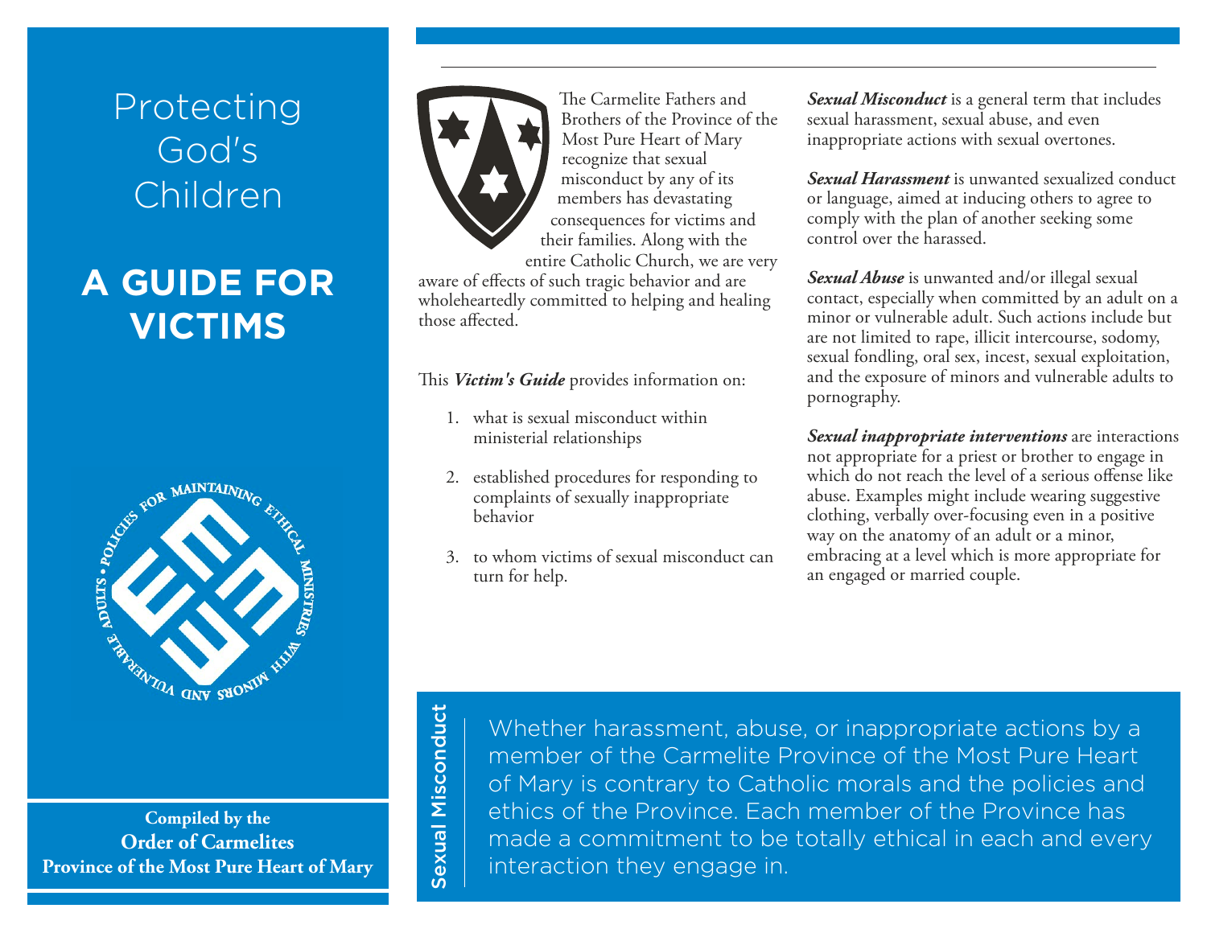# Protecting God's Children

## A GUIDE FOR VICTIMS

POLICIES FOR MAINTAINING ETHICAL MINISTRIES WITH MINORS AND VULNERABLE ADULTS

**Compiled by the**
**Order of Carmelites**
**Province of the Most Pure Heart of Mary**

The Carmelite Fathers and Brothers of the Province of the Most Pure Heart of Mary recognize that sexual misconduct by any of its members has devastating consequences for victims and their families. Along with the entire Catholic Church, we are very aware of effects of such tragic behavior and are wholeheartedly committed to helping and healing those affected.

This ***Victim's Guide*** provides information on:

1. what is sexual misconduct within ministerial relationships
2. established procedures for responding to complaints of sexually inappropriate behavior
3. to whom victims of sexual misconduct can turn for help.

***Sexual Misconduct*** is a general term that includes sexual harassment, sexual abuse, and even inappropriate actions with sexual overtones.

***Sexual Harassment*** is unwanted sexualized conduct or language, aimed at inducing others to agree to comply with the plan of another seeking some control over the harassed.

***Sexual Abuse*** is unwanted and/or illegal sexual contact, especially when committed by an adult on a minor or vulnerable adult. Such actions include but are not limited to rape, illicit intercourse, sodomy, sexual fondling, oral sex, incest, sexual exploitation, and the exposure of minors and vulnerable adults to pornography.

***Sexual inappropriate interventions*** are interactions not appropriate for a priest or brother to engage in which do not reach the level of a serious offense like abuse. Examples might include wearing suggestive clothing, verbally over-focusing even in a positive way on the anatomy of an adult or a minor, embracing at a level which is more appropriate for an engaged or married couple.

## Sexual Misconduct

Whether harassment, abuse, or inappropriate actions by a member of the Carmelite Province of the Most Pure Heart of Mary is contrary to Catholic morals and the policies and ethics of the Province. Each member of the Province has made a commitment to be totally ethical in each and every interaction they engage in.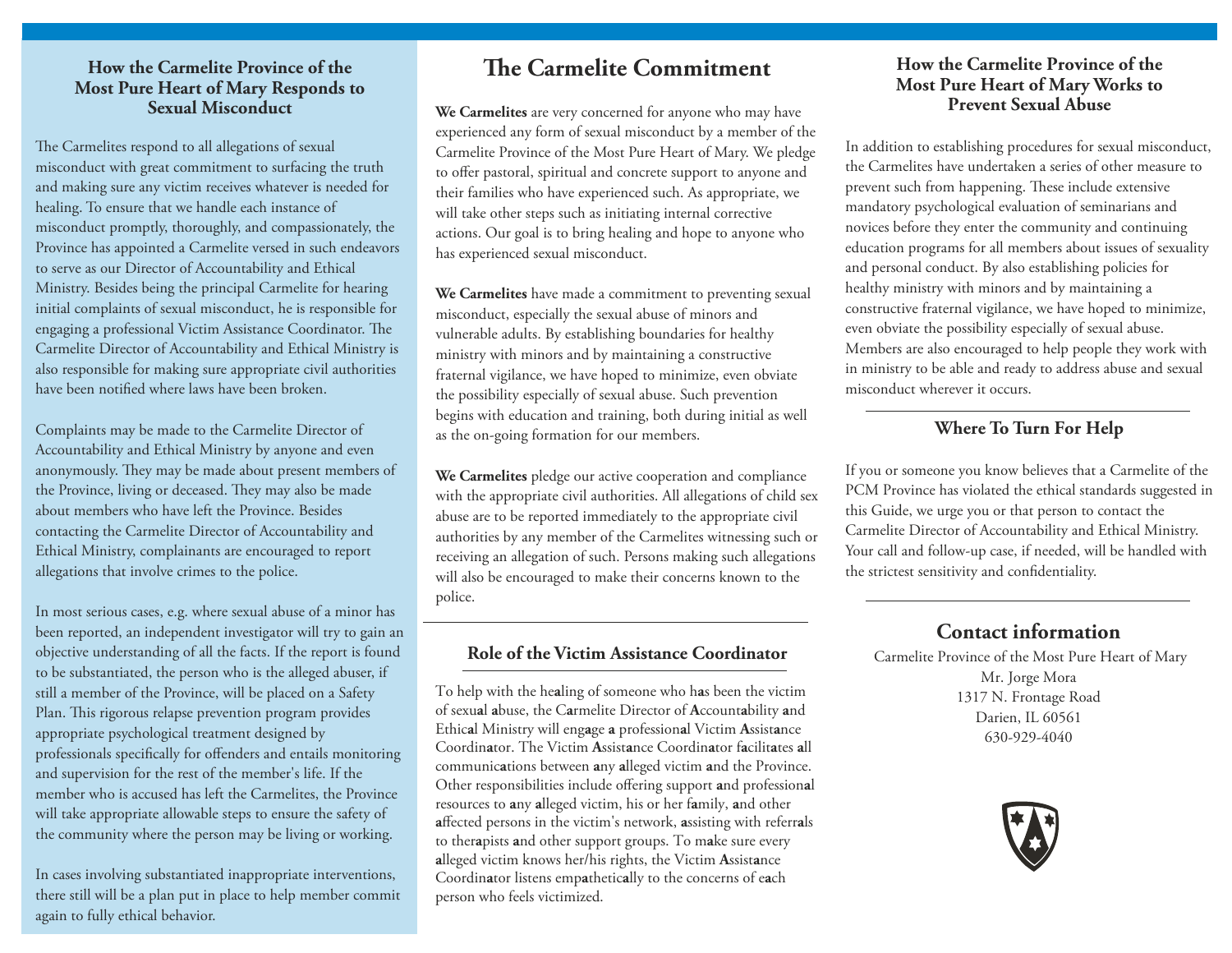## How the Carmelite Province of the Most Pure Heart of Mary Responds to Sexual Misconduct

The Carmelites respond to all allegations of sexual misconduct with great commitment to surfacing the truth and making sure any victim receives whatever is needed for healing. To ensure that we handle each instance of misconduct promptly, thoroughly, and compassionately, the Province has appointed a Carmelite versed in such endeavors to serve as our Director of Accountability and Ethical Ministry. Besides being the principal Carmelite for hearing initial complaints of sexual misconduct, he is responsible for engaging a professional Victim Assistance Coordinator. The Carmelite Director of Accountability and Ethical Ministry is also responsible for making sure appropriate civil authorities have been notified where laws have been broken.

Complaints may be made to the Carmelite Director of Accountability and Ethical Ministry by anyone and even anonymously. They may be made about present members of the Province, living or deceased. They may also be made about members who have left the Province. Besides contacting the Carmelite Director of Accountability and Ethical Ministry, complainants are encouraged to report allegations that involve crimes to the police.

In most serious cases, e.g. where sexual abuse of a minor has been reported, an independent investigator will try to gain an objective understanding of all the facts. If the report is found to be substantiated, the person who is the alleged abuser, if still a member of the Province, will be placed on a Safety Plan. This rigorous relapse prevention program provides appropriate psychological treatment designed by professionals specifically for offenders and entails monitoring and supervision for the rest of the member's life. If the member who is accused has left the Carmelites, the Province will take appropriate allowable steps to ensure the safety of the community where the person may be living or working.

In cases involving substantiated inappropriate interventions, there still will be a plan put in place to help member commit again to fully ethical behavior.

# The Carmelite Commitment

**We Carmelites** are very concerned for anyone who may have experienced any form of sexual misconduct by a member of the Carmelite Province of the Most Pure Heart of Mary. We pledge to offer pastoral, spiritual and concrete support to anyone and their families who have experienced such. As appropriate, we will take other steps such as initiating internal corrective actions. Our goal is to bring healing and hope to anyone who has experienced sexual misconduct.

**We Carmelites** have made a commitment to preventing sexual misconduct, especially the sexual abuse of minors and vulnerable adults. By establishing boundaries for healthy ministry with minors and by maintaining a constructive fraternal vigilance, we have hoped to minimize, even obviate the possibility especially of sexual abuse. Such prevention begins with education and training, both during initial as well as the on-going formation for our members.

**We Carmelites** pledge our active cooperation and compliance with the appropriate civil authorities. All allegations of child sex abuse are to be reported immediately to the appropriate civil authorities by any member of the Carmelites witnessing such or receiving an allegation of such. Persons making such allegations will also be encouraged to make their concerns known to the police.

## Role of the Victim Assistance Coordinator

To help with the healing of someone who has been the victim of sexual abuse, the Carmelite Director of Accountability and Ethical Ministry will engage a professional Victim Assistance Coordinator. The Victim Assistance Coordinator facilitates all communications between any alleged victim and the Province. Other responsibilities include offering support and professional resources to any alleged victim, his or her family, and other affected persons in the victim's network, assisting with referrals to therapists and other support groups. To make sure every alleged victim knows her/his rights, the Victim Assistance Coordinator listens empathetically to the concerns of each person who feels victimized.

## How the Carmelite Province of the Most Pure Heart of Mary Works to Prevent Sexual Abuse

In addition to establishing procedures for sexual misconduct, the Carmelites have undertaken a series of other measure to prevent such from happening. These include extensive mandatory psychological evaluation of seminarians and novices before they enter the community and continuing education programs for all members about issues of sexuality and personal conduct. By also establishing policies for healthy ministry with minors and by maintaining a constructive fraternal vigilance, we have hoped to minimize, even obviate the possibility especially of sexual abuse. Members are also encouraged to help people they work with in ministry to be able and ready to address abuse and sexual misconduct wherever it occurs.

## Where To Turn For Help

If you or someone you know believes that a Carmelite of the PCM Province has violated the ethical standards suggested in this Guide, we urge you or that person to contact the Carmelite Director of Accountability and Ethical Ministry. Your call and follow-up case, if needed, will be handled with the strictest sensitivity and confidentiality.

## Contact information

Carmelite Province of the Most Pure Heart of Mary
Mr. Jorge Mora
1317 N. Frontage Road
Darien, IL 60561
630-929-4040